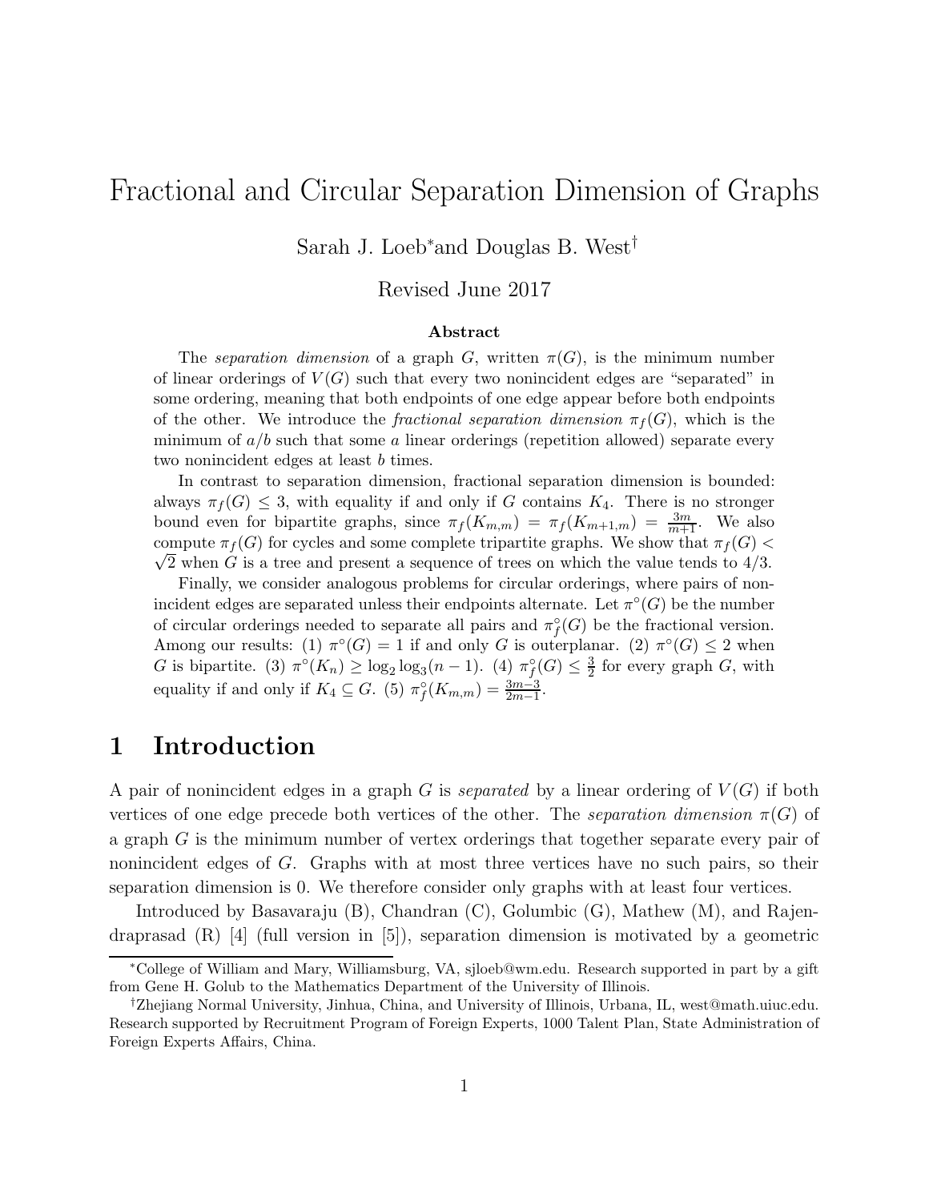# Fractional and Circular Separation Dimension of Graphs

Sarah J. Loeb* and Douglas B. West†

Revised June 2017

### Abstract

The *separation dimension* of a graph $G$, written $\pi(G)$, is the minimum number of linear orderings of $V(G)$ such that every two nonincident edges are "separated" in some ordering, meaning that both endpoints of one edge appear before both endpoints of the other. We introduce the *fractional separation dimension* $\pi_f(G)$, which is the minimum of $a/b$ such that some $a$ linear orderings (repetition allowed) separate every two nonincident edges at least $b$ times.

In contrast to separation dimension, fractional separation dimension is bounded: always $\pi_f(G) \leq 3$, with equality if and only if $G$ contains $K_4$. There is no stronger bound even for bipartite graphs, since $\pi_f(K_{m,m}) = \pi_f(K_{m+1,m}) = \frac{3m}{m+1}$. We also compute $\pi_f(G)$ for cycles and some complete tripartite graphs. We show that $\pi_f(G) < \sqrt{2}$ when $G$ is a tree and present a sequence of trees on which the value tends to $4/3$.

Finally, we consider analogous problems for circular orderings, where pairs of nonincident edges are separated unless their endpoints alternate. Let $\pi^\circ(G)$ be the number of circular orderings needed to separate all pairs and $\pi^\circ_f(G)$ be the fractional version. Among our results: (1) $\pi^\circ(G) = 1$ if and only $G$ is outerplanar. (2) $\pi^\circ(G) \leq 2$ when $G$ is bipartite. (3) $\pi^\circ(K_n) \geq \log_2 \log_3(n-1)$. (4) $\pi^\circ_f(G) \leq \frac{3}{2}$ for every graph $G$, with equality if and only if $K_4 \subseteq G$. (5) $\pi^\circ_f(K_{m,m}) = \frac{3m-3}{2m-1}$.

## 1 Introduction

A pair of nonincident edges in a graph $G$ is *separated* by a linear ordering of $V(G)$ if both vertices of one edge precede both vertices of the other. The *separation dimension* $\pi(G)$ of a graph $G$ is the minimum number of vertex orderings that together separate every pair of nonincident edges of $G$. Graphs with at most three vertices have no such pairs, so their separation dimension is 0. We therefore consider only graphs with at least four vertices.

Introduced by Basavaraju (B), Chandran (C), Golumbic (G), Mathew (M), and Rajendraprasad (R) [4] (full version in [5]), separation dimension is motivated by a geometric

---

*College of William and Mary, Williamsburg, VA, sjloeb@wm.edu. Research supported in part by a gift from Gene H. Golub to the Mathematics Department of the University of Illinois.

†Zhejiang Normal University, Jinhua, China, and University of Illinois, Urbana, IL, west@math.uiuc.edu. Research supported by Recruitment Program of Foreign Experts, 1000 Talent Plan, State Administration of Foreign Experts Affairs, China.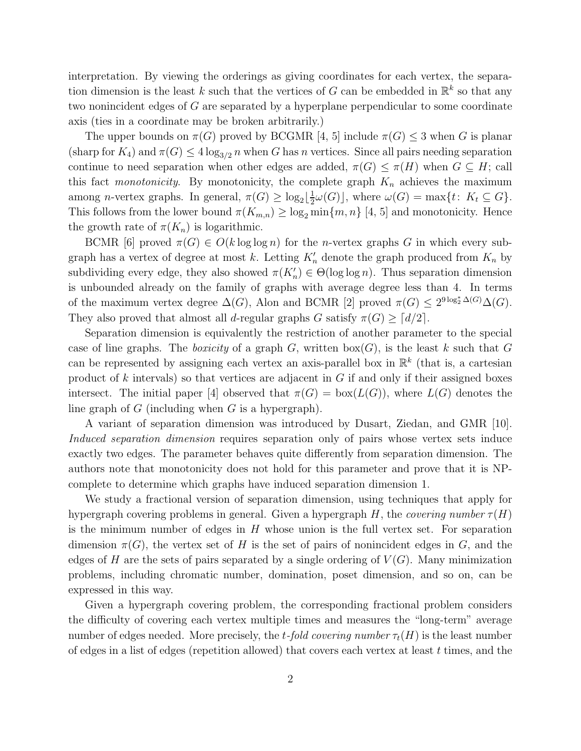interpretation. By viewing the orderings as giving coordinates for each vertex, the separation dimension is the least $k$ such that the vertices of $G$ can be embedded in $\mathbb{R}^k$ so that any two nonincident edges of $G$ are separated by a hyperplane perpendicular to some coordinate axis (ties in a coordinate may be broken arbitrarily.)

The upper bounds on $\pi(G)$ proved by BCGMR [4, 5] include $\pi(G) \le 3$ when $G$ is planar (sharp for $K_4$) and $\pi(G) \le 4\log_{3/2} n$ when $G$ has $n$ vertices. Since all pairs needing separation continue to need separation when other edges are added, $\pi(G) \le \pi(H)$ when $G \subseteq H$; call this fact *monotonicity*. By monotonicity, the complete graph $K_n$ achieves the maximum among $n$-vertex graphs. In general, $\pi(G) \ge \log_2 \lfloor \frac{1}{2}\omega(G) \rfloor$, where $\omega(G) = \max\{t\colon\, K_t \subseteq G\}$. This follows from the lower bound $\pi(K_{m,n}) \ge \log_2 \min\{m, n\}$ [4, 5] and monotonicity. Hence the growth rate of $\pi(K_n)$ is logarithmic.

BCMR [6] proved $\pi(G) \in O(k \log \log n)$ for the $n$-vertex graphs $G$ in which every subgraph has a vertex of degree at most $k$. Letting $K_n'$ denote the graph produced from $K_n$ by subdividing every edge, they also showed $\pi(K_n') \in \Theta(\log \log n)$. Thus separation dimension is unbounded already on the family of graphs with average degree less than 4. In terms of the maximum vertex degree $\Delta(G)$, Alon and BCMR [2] proved $\pi(G) \le 2^{9 \log_2^* \Delta(G)} \Delta(G)$. They also proved that almost all $d$-regular graphs $G$ satisfy $\pi(G) \ge \lceil d/2 \rceil$.

Separation dimension is equivalently the restriction of another parameter to the special case of line graphs. The *boxicity* of a graph $G$, written $\mathrm{box}(G)$, is the least $k$ such that $G$ can be represented by assigning each vertex an axis-parallel box in $\mathbb{R}^k$ (that is, a cartesian product of $k$ intervals) so that vertices are adjacent in $G$ if and only if their assigned boxes intersect. The initial paper [4] observed that $\pi(G) = \mathrm{box}(L(G))$, where $L(G)$ denotes the line graph of $G$ (including when $G$ is a hypergraph).

A variant of separation dimension was introduced by Dusart, Ziedan, and GMR [10]. *Induced separation dimension* requires separation only of pairs whose vertex sets induce exactly two edges. The parameter behaves quite differently from separation dimension. The authors note that monotonicity does not hold for this parameter and prove that it is NP-complete to determine which graphs have induced separation dimension 1.

We study a fractional version of separation dimension, using techniques that apply for hypergraph covering problems in general. Given a hypergraph $H$, the *covering number* $\tau(H)$ is the minimum number of edges in $H$ whose union is the full vertex set. For separation dimension $\pi(G)$, the vertex set of $H$ is the set of pairs of nonincident edges in $G$, and the edges of $H$ are the sets of pairs separated by a single ordering of $V(G)$. Many minimization problems, including chromatic number, domination, poset dimension, and so on, can be expressed in this way.

Given a hypergraph covering problem, the corresponding fractional problem considers the difficulty of covering each vertex multiple times and measures the "long-term" average number of edges needed. More precisely, the *t-fold covering number* $\tau_t(H)$ is the least number of edges in a list of edges (repetition allowed) that covers each vertex at least $t$ times, and the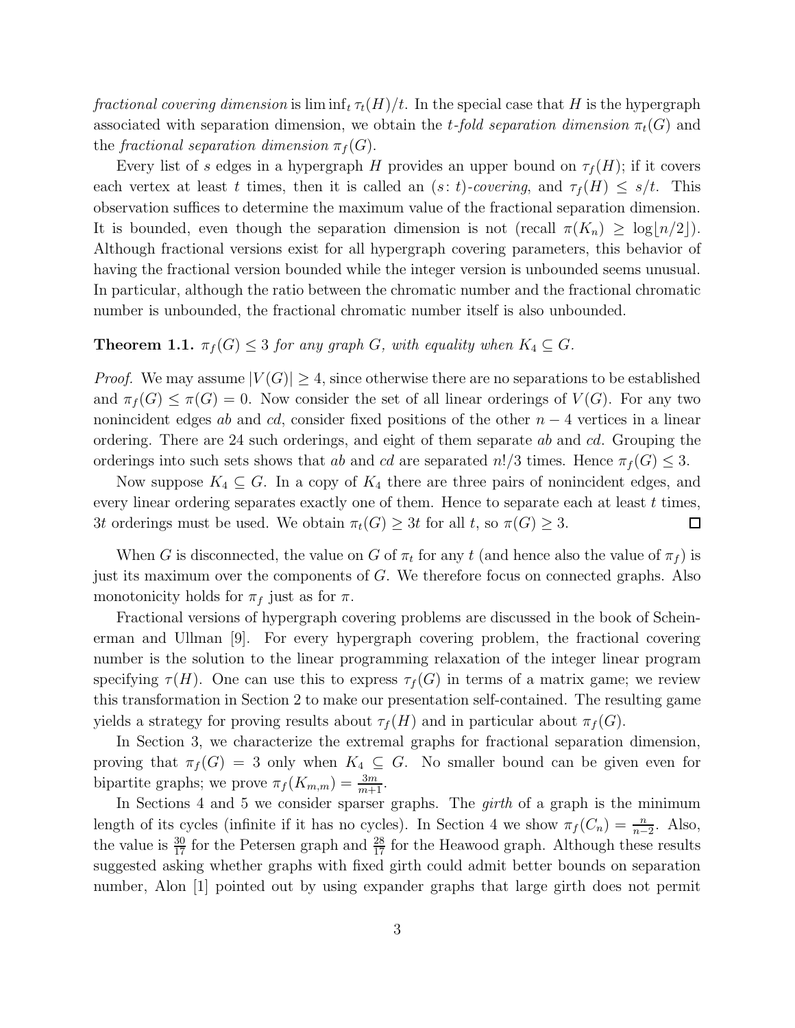*fractional covering dimension* is $\liminf_t \tau_t(H)/t$. In the special case that $H$ is the hypergraph associated with separation dimension, we obtain the *t-fold separation dimension* $\pi_t(G)$ and the *fractional separation dimension* $\pi_f(G)$.

Every list of $s$ edges in a hypergraph $H$ provides an upper bound on $\tau_f(H)$; if it covers each vertex at least $t$ times, then it is called an $(s\colon t)$*-covering*, and $\tau_f(H) \le s/t$. This observation suffices to determine the maximum value of the fractional separation dimension. It is bounded, even though the separation dimension is not (recall $\pi(K_n) \ge \log\lfloor n/2 \rfloor$). Although fractional versions exist for all hypergraph covering parameters, this behavior of having the fractional version bounded while the integer version is unbounded seems unusual. In particular, although the ratio between the chromatic number and the fractional chromatic number is unbounded, the fractional chromatic number itself is also unbounded.

**Theorem 1.1.** *$\pi_f(G) \le 3$ for any graph $G$, with equality when $K_4 \subseteq G$.*

*Proof.* We may assume $|V(G)| \ge 4$, since otherwise there are no separations to be established and $\pi_f(G) \le \pi(G) = 0$. Now consider the set of all linear orderings of $V(G)$. For any two nonincident edges $ab$ and $cd$, consider fixed positions of the other $n-4$ vertices in a linear ordering. There are 24 such orderings, and eight of them separate $ab$ and $cd$. Grouping the orderings into such sets shows that $ab$ and $cd$ are separated $n!/3$ times. Hence $\pi_f(G) \le 3$.

Now suppose $K_4 \subseteq G$. In a copy of $K_4$ there are three pairs of nonincident edges, and every linear ordering separates exactly one of them. Hence to separate each at least $t$ times, $3t$ orderings must be used. We obtain $\pi_t(G) \ge 3t$ for all $t$, so $\pi(G) \ge 3$. □

When $G$ is disconnected, the value on $G$ of $\pi_t$ for any $t$ (and hence also the value of $\pi_f$) is just its maximum over the components of $G$. We therefore focus on connected graphs. Also monotonicity holds for $\pi_f$ just as for $\pi$.

Fractional versions of hypergraph covering problems are discussed in the book of Scheinerman and Ullman [9]. For every hypergraph covering problem, the fractional covering number is the solution to the linear programming relaxation of the integer linear program specifying $\tau(H)$. One can use this to express $\tau_f(G)$ in terms of a matrix game; we review this transformation in Section 2 to make our presentation self-contained. The resulting game yields a strategy for proving results about $\tau_f(H)$ and in particular about $\pi_f(G)$.

In Section 3, we characterize the extremal graphs for fractional separation dimension, proving that $\pi_f(G) = 3$ only when $K_4 \subseteq G$. No smaller bound can be given even for bipartite graphs; we prove $\pi_f(K_{m,m}) = \frac{3m}{m+1}$.

In Sections 4 and 5 we consider sparser graphs. The *girth* of a graph is the minimum length of its cycles (infinite if it has no cycles). In Section 4 we show $\pi_f(C_n) = \frac{n}{n-2}$. Also, the value is $\frac{30}{17}$ for the Petersen graph and $\frac{28}{17}$ for the Heawood graph. Although these results suggested asking whether graphs with fixed girth could admit better bounds on separation number, Alon [1] pointed out by using expander graphs that large girth does not permit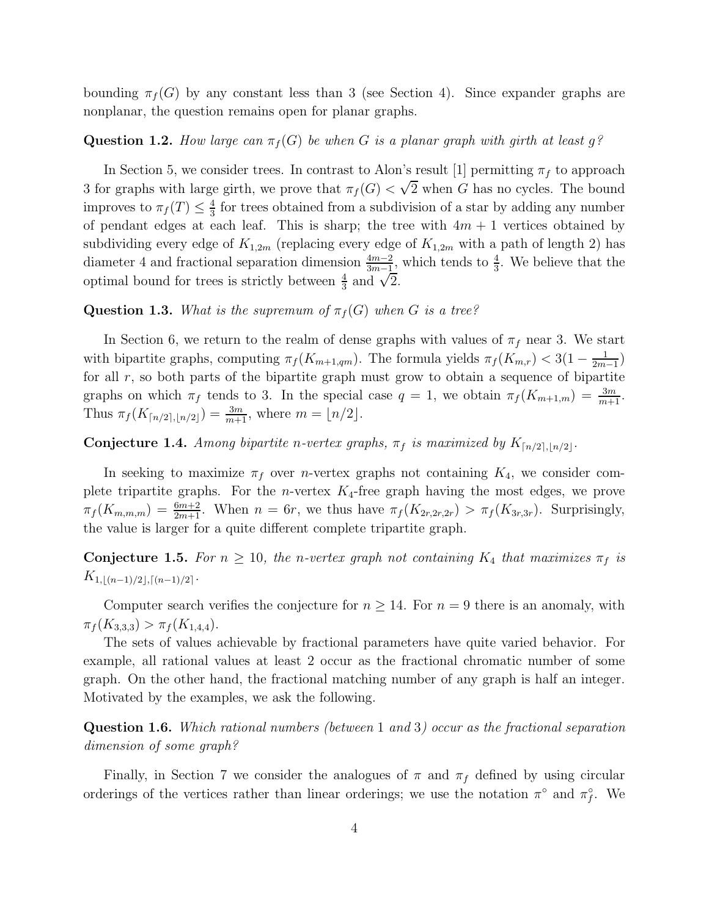bounding $\pi_f(G)$ by any constant less than 3 (see Section 4). Since expander graphs are nonplanar, the question remains open for planar graphs.

**Question 1.2.** *How large can $\pi_f(G)$ be when $G$ is a planar graph with girth at least $g$?*

In Section 5, we consider trees. In contrast to Alon's result [1] permitting $\pi_f$ to approach 3 for graphs with large girth, we prove that $\pi_f(G) < \sqrt{2}$ when $G$ has no cycles. The bound improves to $\pi_f(T) \le \frac{4}{3}$ for trees obtained from a subdivision of a star by adding any number of pendant edges at each leaf. This is sharp; the tree with $4m+1$ vertices obtained by subdividing every edge of $K_{1,2m}$ (replacing every edge of $K_{1,2m}$ with a path of length 2) has diameter 4 and fractional separation dimension $\frac{4m-2}{3m-1}$, which tends to $\frac{4}{3}$. We believe that the optimal bound for trees is strictly between $\frac{4}{3}$ and $\sqrt{2}$.

**Question 1.3.** *What is the supremum of $\pi_f(G)$ when $G$ is a tree?*

In Section 6, we return to the realm of dense graphs with values of $\pi_f$ near 3. We start with bipartite graphs, computing $\pi_f(K_{m+1,qm})$. The formula yields $\pi_f(K_{m,r}) < 3(1 - \frac{1}{2m-1})$ for all $r$, so both parts of the bipartite graph must grow to obtain a sequence of bipartite graphs on which $\pi_f$ tends to 3. In the special case $q = 1$, we obtain $\pi_f(K_{m+1,m}) = \frac{3m}{m+1}$. Thus $\pi_f(K_{\lceil n/2 \rceil, \lfloor n/2 \rfloor}) = \frac{3m}{m+1}$, where $m = \lfloor n/2 \rfloor$.

**Conjecture 1.4.** *Among bipartite $n$-vertex graphs, $\pi_f$ is maximized by $K_{\lceil n/2 \rceil, \lfloor n/2 \rfloor}$.*

In seeking to maximize $\pi_f$ over $n$-vertex graphs not containing $K_4$, we consider complete tripartite graphs. For the $n$-vertex $K_4$-free graph having the most edges, we prove $\pi_f(K_{m,m,m}) = \frac{6m+2}{2m+1}$. When $n = 6r$, we thus have $\pi_f(K_{2r,2r,2r}) > \pi_f(K_{3r,3r})$. Surprisingly, the value is larger for a quite different complete tripartite graph.

**Conjecture 1.5.** *For $n \ge 10$, the $n$-vertex graph not containing $K_4$ that maximizes $\pi_f$ is $K_{1,\lfloor (n-1)/2 \rfloor, \lceil (n-1)/2 \rceil}$.*

Computer search verifies the conjecture for $n \ge 14$. For $n = 9$ there is an anomaly, with $\pi_f(K_{3,3,3}) > \pi_f(K_{1,4,4})$.

The sets of values achievable by fractional parameters have quite varied behavior. For example, all rational values at least 2 occur as the fractional chromatic number of some graph. On the other hand, the fractional matching number of any graph is half an integer. Motivated by the examples, we ask the following.

**Question 1.6.** *Which rational numbers (between 1 and 3) occur as the fractional separation dimension of some graph?*

Finally, in Section 7 we consider the analogues of $\pi$ and $\pi_f$ defined by using circular orderings of the vertices rather than linear orderings; we use the notation $\pi^\circ$ and $\pi_f^\circ$. We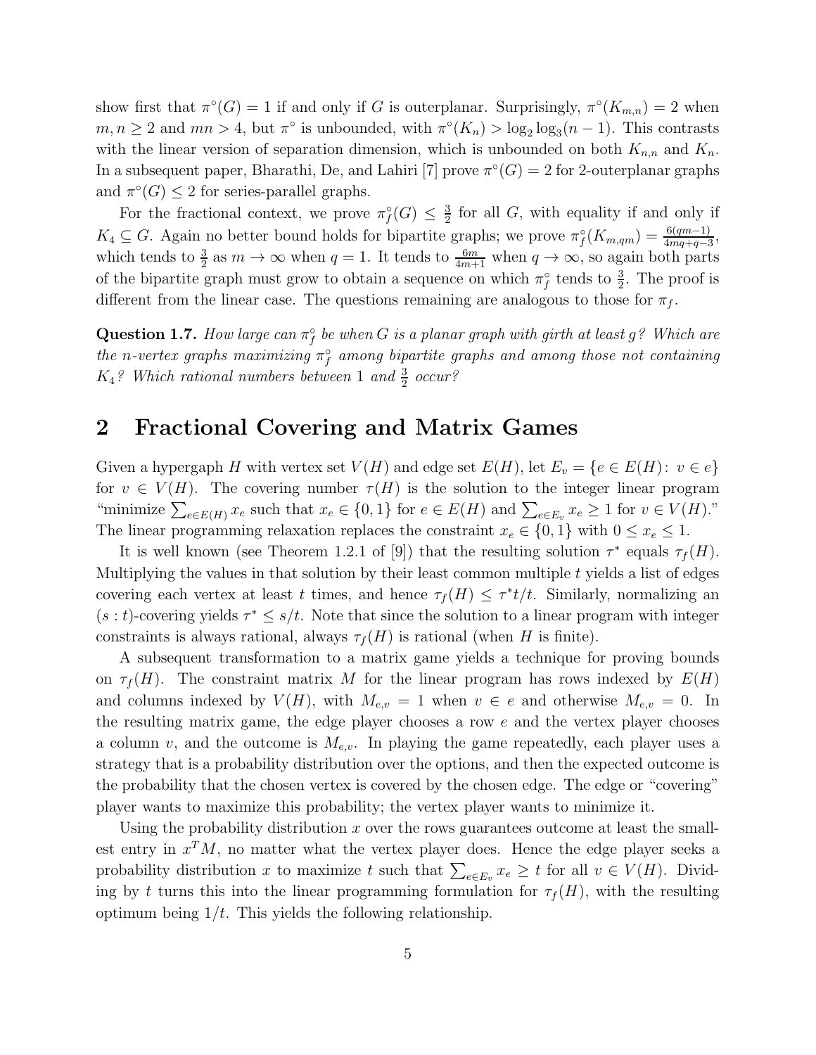show first that $\pi^\circ(G) = 1$ if and only if $G$ is outerplanar. Surprisingly, $\pi^\circ(K_{m,n}) = 2$ when $m, n \geq 2$ and $mn > 4$, but $\pi^\circ$ is unbounded, with $\pi^\circ(K_n) > \log_2 \log_3(n-1)$. This contrasts with the linear version of separation dimension, which is unbounded on both $K_{n,n}$ and $K_n$. In a subsequent paper, Bharathi, De, and Lahiri [7] prove $\pi^\circ(G) = 2$ for 2-outerplanar graphs and $\pi^\circ(G) \leq 2$ for series-parallel graphs.

For the fractional context, we prove $\pi_f^\circ(G) \leq \frac{3}{2}$ for all $G$, with equality if and only if $K_4 \subseteq G$. Again no better bound holds for bipartite graphs; we prove $\pi_f^\circ(K_{m,qm}) = \frac{6(qm-1)}{4mq+q-3}$, which tends to $\frac{3}{2}$ as $m \to \infty$ when $q = 1$. It tends to $\frac{6m}{4m+1}$ when $q \to \infty$, so again both parts of the bipartite graph must grow to obtain a sequence on which $\pi_f^\circ$ tends to $\frac{3}{2}$. The proof is different from the linear case. The questions remaining are analogous to those for $\pi_f$.

**Question 1.7.** *How large can $\pi_f^\circ$ be when $G$ is a planar graph with girth at least $g$? Which are the $n$-vertex graphs maximizing $\pi_f^\circ$ among bipartite graphs and among those not containing $K_4$? Which rational numbers between 1 and $\frac{3}{2}$ occur?*

## 2 Fractional Covering and Matrix Games

Given a hypergaph $H$ with vertex set $V(H)$ and edge set $E(H)$, let $E_v = \{e \in E(H) \colon v \in e\}$ for $v \in V(H)$. The covering number $\tau(H)$ is the solution to the integer linear program "minimize $\sum_{e \in E(H)} x_e$ such that $x_e \in \{0, 1\}$ for $e \in E(H)$ and $\sum_{e \in E_v} x_e \geq 1$ for $v \in V(H)$." The linear programming relaxation replaces the constraint $x_e \in \{0, 1\}$ with $0 \leq x_e \leq 1$.

It is well known (see Theorem 1.2.1 of [9]) that the resulting solution $\tau^*$ equals $\tau_f(H)$. Multiplying the values in that solution by their least common multiple $t$ yields a list of edges covering each vertex at least $t$ times, and hence $\tau_f(H) \leq \tau^* t/t$. Similarly, normalizing an $(s:t)$-covering yields $\tau^* \leq s/t$. Note that since the solution to a linear program with integer constraints is always rational, always $\tau_f(H)$ is rational (when $H$ is finite).

A subsequent transformation to a matrix game yields a technique for proving bounds on $\tau_f(H)$. The constraint matrix $M$ for the linear program has rows indexed by $E(H)$ and columns indexed by $V(H)$, with $M_{e,v} = 1$ when $v \in e$ and otherwise $M_{e,v} = 0$. In the resulting matrix game, the edge player chooses a row $e$ and the vertex player chooses a column $v$, and the outcome is $M_{e,v}$. In playing the game repeatedly, each player uses a strategy that is a probability distribution over the options, and then the expected outcome is the probability that the chosen vertex is covered by the chosen edge. The edge or "covering" player wants to maximize this probability; the vertex player wants to minimize it.

Using the probability distribution $x$ over the rows guarantees outcome at least the smallest entry in $x^T M$, no matter what the vertex player does. Hence the edge player seeks a probability distribution $x$ to maximize $t$ such that $\sum_{e \in E_v} x_e \geq t$ for all $v \in V(H)$. Dividing by $t$ turns this into the linear programming formulation for $\tau_f(H)$, with the resulting optimum being $1/t$. This yields the following relationship.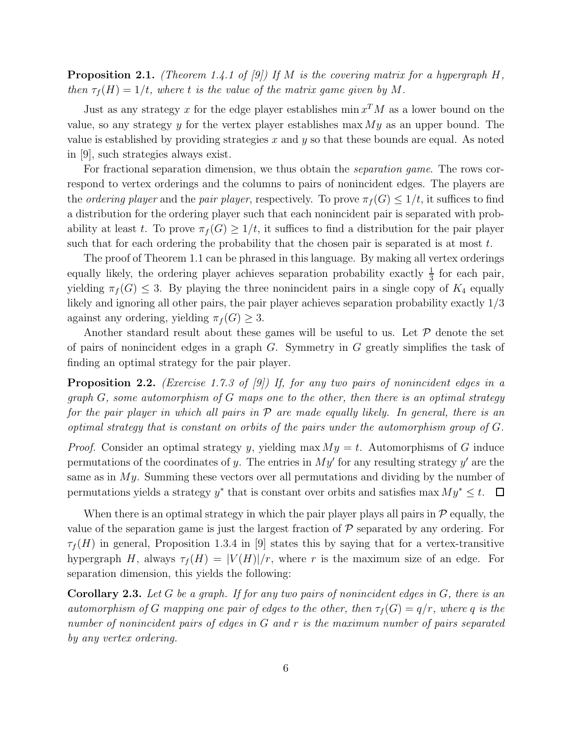**Proposition 2.1.** *(Theorem 1.4.1 of [9]) If $M$ is the covering matrix for a hypergraph $H$, then $\tau_f(H) = 1/t$, where $t$ is the value of the matrix game given by $M$.*

Just as any strategy $x$ for the edge player establishes $\min x^T M$ as a lower bound on the value, so any strategy $y$ for the vertex player establishes $\max My$ as an upper bound. The value is established by providing strategies $x$ and $y$ so that these bounds are equal. As noted in [9], such strategies always exist.

For fractional separation dimension, we thus obtain the *separation game*. The rows correspond to vertex orderings and the columns to pairs of nonincident edges. The players are the *ordering player* and the *pair player*, respectively. To prove $\pi_f(G) \le 1/t$, it suffices to find a distribution for the ordering player such that each nonincident pair is separated with probability at least $t$. To prove $\pi_f(G) \ge 1/t$, it suffices to find a distribution for the pair player such that for each ordering the probability that the chosen pair is separated is at most $t$.

The proof of Theorem 1.1 can be phrased in this language. By making all vertex orderings equally likely, the ordering player achieves separation probability exactly $\frac{1}{3}$ for each pair, yielding $\pi_f(G) \le 3$. By playing the three nonincident pairs in a single copy of $K_4$ equally likely and ignoring all other pairs, the pair player achieves separation probability exactly $1/3$ against any ordering, yielding $\pi_f(G) \ge 3$.

Another standard result about these games will be useful to us. Let $\mathcal{P}$ denote the set of pairs of nonincident edges in a graph $G$. Symmetry in $G$ greatly simplifies the task of finding an optimal strategy for the pair player.

**Proposition 2.2.** *(Exercise 1.7.3 of [9]) If, for any two pairs of nonincident edges in a graph $G$, some automorphism of $G$ maps one to the other, then there is an optimal strategy for the pair player in which all pairs in $\mathcal{P}$ are made equally likely. In general, there is an optimal strategy that is constant on orbits of the pairs under the automorphism group of $G$.*

*Proof.* Consider an optimal strategy $y$, yielding $\max My = t$. Automorphisms of $G$ induce permutations of the coordinates of $y$. The entries in $My'$ for any resulting strategy $y'$ are the same as in $My$. Summing these vectors over all permutations and dividing by the number of permutations yields a strategy $y^*$ that is constant over orbits and satisfies $\max My^* \le t$. $\square$

When there is an optimal strategy in which the pair player plays all pairs in $\mathcal{P}$ equally, the value of the separation game is just the largest fraction of $\mathcal{P}$ separated by any ordering. For $\tau_f(H)$ in general, Proposition 1.3.4 in [9] states this by saying that for a vertex-transitive hypergraph $H$, always $\tau_f(H) = |V(H)|/r$, where $r$ is the maximum size of an edge. For separation dimension, this yields the following:

**Corollary 2.3.** *Let $G$ be a graph. If for any two pairs of nonincident edges in $G$, there is an automorphism of $G$ mapping one pair of edges to the other, then $\tau_f(G) = q/r$, where $q$ is the number of nonincident pairs of edges in $G$ and $r$ is the maximum number of pairs separated by any vertex ordering.*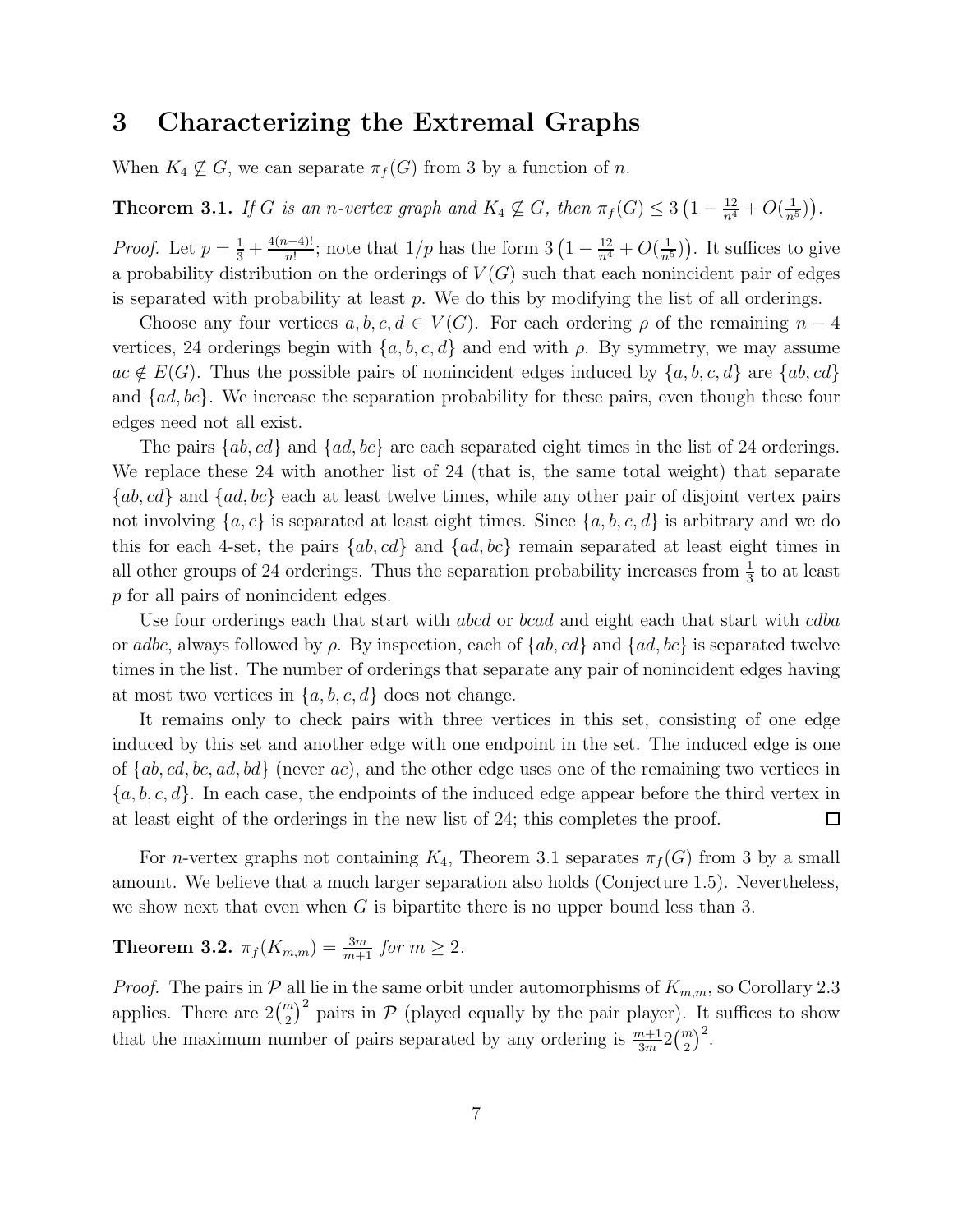## 3 Characterizing the Extremal Graphs

When $K_4 \not\subseteq G$, we can separate $\pi_f(G)$ from 3 by a function of $n$.

**Theorem 3.1.** *If $G$ is an $n$-vertex graph and $K_4 \not\subseteq G$, then $\pi_f(G) \le 3\left(1 - \frac{12}{n^4} + O(\frac{1}{n^5})\right)$.*

*Proof.* Let $p = \frac{1}{3} + \frac{4(n-4)!}{n!}$; note that $1/p$ has the form $3\left(1 - \frac{12}{n^4} + O(\frac{1}{n^5})\right)$. It suffices to give a probability distribution on the orderings of $V(G)$ such that each nonincident pair of edges is separated with probability at least $p$. We do this by modifying the list of all orderings.

Choose any four vertices $a, b, c, d \in V(G)$. For each ordering $\rho$ of the remaining $n-4$ vertices, 24 orderings begin with $\{a, b, c, d\}$ and end with $\rho$. By symmetry, we may assume $ac \notin E(G)$. Thus the possible pairs of nonincident edges induced by $\{a, b, c, d\}$ are $\{ab, cd\}$ and $\{ad, bc\}$. We increase the separation probability for these pairs, even though these four edges need not all exist.

The pairs $\{ab, cd\}$ and $\{ad, bc\}$ are each separated eight times in the list of 24 orderings. We replace these 24 with another list of 24 (that is, the same total weight) that separate $\{ab, cd\}$ and $\{ad, bc\}$ each at least twelve times, while any other pair of disjoint vertex pairs not involving $\{a, c\}$ is separated at least eight times. Since $\{a, b, c, d\}$ is arbitrary and we do this for each 4-set, the pairs $\{ab, cd\}$ and $\{ad, bc\}$ remain separated at least eight times in all other groups of 24 orderings. Thus the separation probability increases from $\frac{1}{3}$ to at least $p$ for all pairs of nonincident edges.

Use four orderings each that start with $abcd$ or $bcad$ and eight each that start with $cdba$ or $adbc$, always followed by $\rho$. By inspection, each of $\{ab, cd\}$ and $\{ad, bc\}$ is separated twelve times in the list. The number of orderings that separate any pair of nonincident edges having at most two vertices in $\{a, b, c, d\}$ does not change.

It remains only to check pairs with three vertices in this set, consisting of one edge induced by this set and another edge with one endpoint in the set. The induced edge is one of $\{ab, cd, bc, ad, bd\}$ (never $ac$), and the other edge uses one of the remaining two vertices in $\{a, b, c, d\}$. In each case, the endpoints of the induced edge appear before the third vertex in at least eight of the orderings in the new list of 24; this completes the proof. $\square$

For $n$-vertex graphs not containing $K_4$, Theorem 3.1 separates $\pi_f(G)$ from 3 by a small amount. We believe that a much larger separation also holds (Conjecture 1.5). Nevertheless, we show next that even when $G$ is bipartite there is no upper bound less than 3.

**Theorem 3.2.** *$\pi_f(K_{m,m}) = \frac{3m}{m+1}$ for $m \ge 2$.*

*Proof.* The pairs in $\mathcal{P}$ all lie in the same orbit under automorphisms of $K_{m,m}$, so Corollary 2.3 applies. There are $2\binom{m}{2}^2$ pairs in $\mathcal{P}$ (played equally by the pair player). It suffices to show that the maximum number of pairs separated by any ordering is $\frac{m+1}{3m} 2\binom{m}{2}^2$.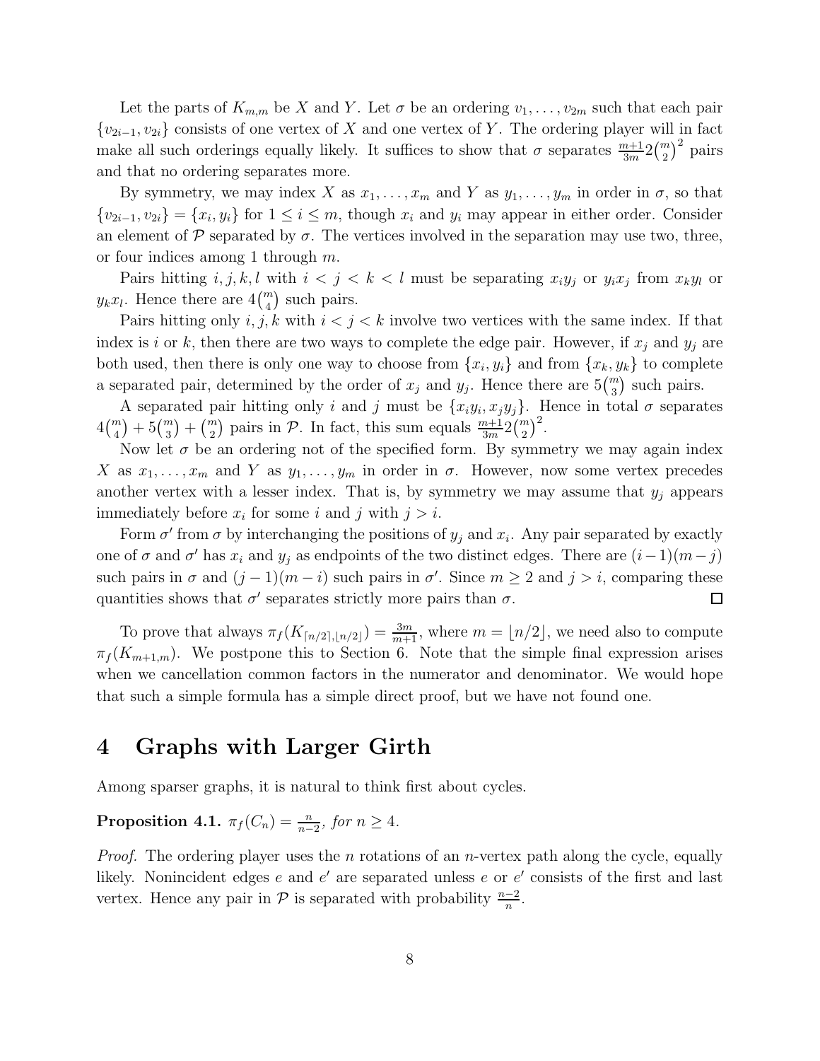Let the parts of $K_{m,m}$ be $X$ and $Y$. Let $\sigma$ be an ordering $v_1, \ldots, v_{2m}$ such that each pair $\{v_{2i-1}, v_{2i}\}$ consists of one vertex of $X$ and one vertex of $Y$. The ordering player will in fact make all such orderings equally likely. It suffices to show that $\sigma$ separates $\frac{m+1}{3m}2\binom{m}{2}^2$ pairs and that no ordering separates more.

By symmetry, we may index $X$ as $x_1, \ldots, x_m$ and $Y$ as $y_1, \ldots, y_m$ in order in $\sigma$, so that $\{v_{2i-1}, v_{2i}\} = \{x_i, y_i\}$ for $1 \le i \le m$, though $x_i$ and $y_i$ may appear in either order. Consider an element of $\mathcal{P}$ separated by $\sigma$. The vertices involved in the separation may use two, three, or four indices among 1 through $m$.

Pairs hitting $i, j, k, l$ with $i < j < k < l$ must be separating $x_i y_j$ or $y_i x_j$ from $x_k y_l$ or $y_k x_l$. Hence there are $4\binom{m}{4}$ such pairs.

Pairs hitting only $i, j, k$ with $i < j < k$ involve two vertices with the same index. If that index is $i$ or $k$, then there are two ways to complete the edge pair. However, if $x_j$ and $y_j$ are both used, then there is only one way to choose from $\{x_i, y_i\}$ and from $\{x_k, y_k\}$ to complete a separated pair, determined by the order of $x_j$ and $y_j$. Hence there are $5\binom{m}{3}$ such pairs.

A separated pair hitting only $i$ and $j$ must be $\{x_i y_i, x_j y_j\}$. Hence in total $\sigma$ separates $4\binom{m}{4} + 5\binom{m}{3} + \binom{m}{2}$ pairs in $\mathcal{P}$. In fact, this sum equals $\frac{m+1}{3m}2\binom{m}{2}^2$.

Now let $\sigma$ be an ordering not of the specified form. By symmetry we may again index $X$ as $x_1, \ldots, x_m$ and $Y$ as $y_1, \ldots, y_m$ in order in $\sigma$. However, now some vertex precedes another vertex with a lesser index. That is, by symmetry we may assume that $y_j$ appears immediately before $x_i$ for some $i$ and $j$ with $j > i$.

Form $\sigma'$ from $\sigma$ by interchanging the positions of $y_j$ and $x_i$. Any pair separated by exactly one of $\sigma$ and $\sigma'$ has $x_i$ and $y_j$ as endpoints of the two distinct edges. There are $(i-1)(m-j)$ such pairs in $\sigma$ and $(j-1)(m-i)$ such pairs in $\sigma'$. Since $m \ge 2$ and $j > i$, comparing these quantities shows that $\sigma'$ separates strictly more pairs than $\sigma$. $\square$

To prove that always $\pi_f(K_{\lceil n/2 \rceil, \lfloor n/2 \rfloor}) = \frac{3m}{m+1}$, where $m = \lfloor n/2 \rfloor$, we need also to compute $\pi_f(K_{m+1,m})$. We postpone this to Section 6. Note that the simple final expression arises when we cancellation common factors in the numerator and denominator. We would hope that such a simple formula has a simple direct proof, but we have not found one.

# 4 Graphs with Larger Girth

Among sparser graphs, it is natural to think first about cycles.

**Proposition 4.1.** *$\pi_f(C_n) = \frac{n}{n-2}$, for $n \ge 4$.*

*Proof.* The ordering player uses the $n$ rotations of an $n$-vertex path along the cycle, equally likely. Nonincident edges $e$ and $e'$ are separated unless $e$ or $e'$ consists of the first and last vertex. Hence any pair in $\mathcal{P}$ is separated with probability $\frac{n-2}{n}$.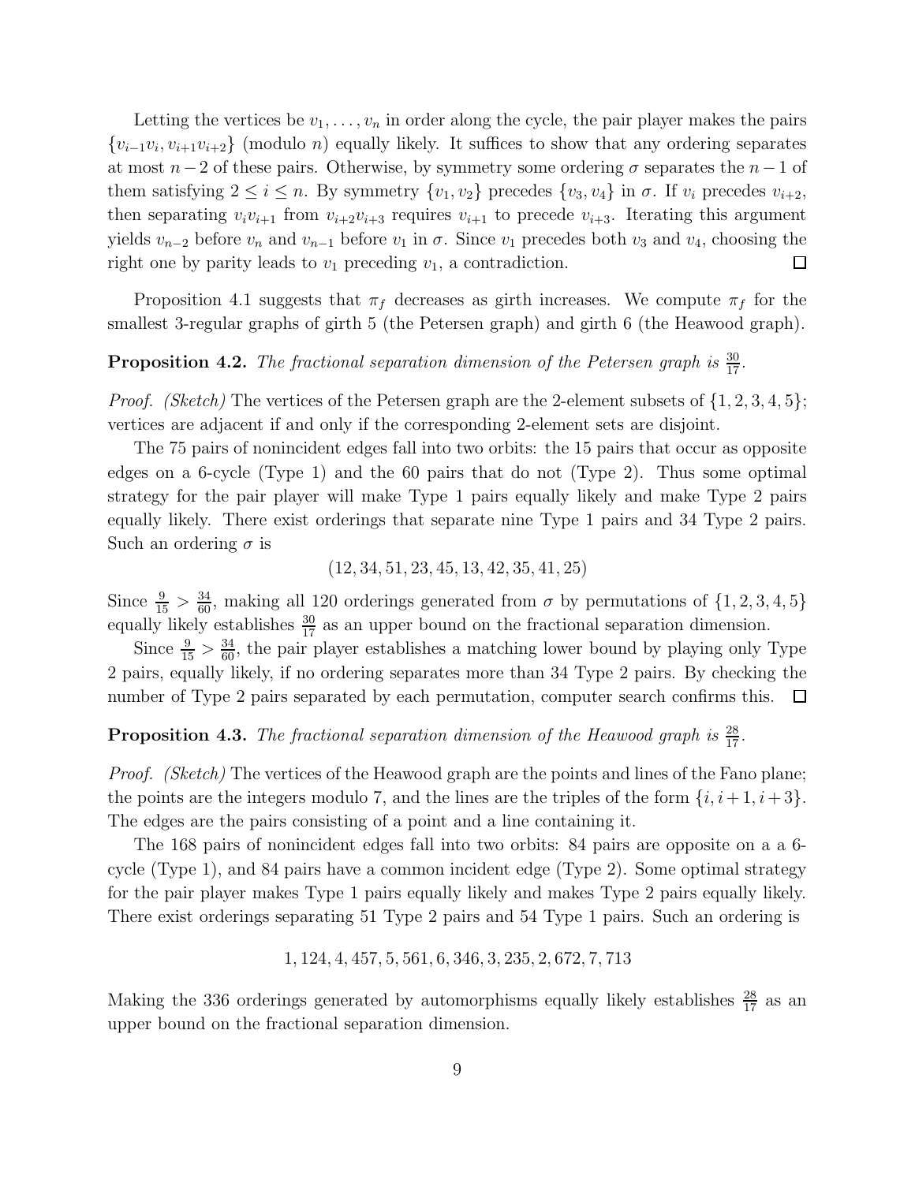Letting the vertices be $v_1, \ldots, v_n$ in order along the cycle, the pair player makes the pairs $\{v_{i-1}v_i, v_{i+1}v_{i+2}\}$ (modulo $n$) equally likely. It suffices to show that any ordering separates at most $n-2$ of these pairs. Otherwise, by symmetry some ordering $\sigma$ separates the $n-1$ of them satisfying $2 \le i \le n$. By symmetry $\{v_1, v_2\}$ precedes $\{v_3, v_4\}$ in $\sigma$. If $v_i$ precedes $v_{i+2}$, then separating $v_i v_{i+1}$ from $v_{i+2}v_{i+3}$ requires $v_{i+1}$ to precede $v_{i+3}$. Iterating this argument yields $v_{n-2}$ before $v_n$ and $v_{n-1}$ before $v_1$ in $\sigma$. Since $v_1$ precedes both $v_3$ and $v_4$, choosing the right one by parity leads to $v_1$ preceding $v_1$, a contradiction. □

Proposition 4.1 suggests that $\pi_f$ decreases as girth increases. We compute $\pi_f$ for the smallest 3-regular graphs of girth 5 (the Petersen graph) and girth 6 (the Heawood graph).

**Proposition 4.2.** *The fractional separation dimension of the Petersen graph is $\frac{30}{17}$.*

*Proof. (Sketch)* The vertices of the Petersen graph are the 2-element subsets of $\{1, 2, 3, 4, 5\}$; vertices are adjacent if and only if the corresponding 2-element sets are disjoint.

The 75 pairs of nonincident edges fall into two orbits: the 15 pairs that occur as opposite edges on a 6-cycle (Type 1) and the 60 pairs that do not (Type 2). Thus some optimal strategy for the pair player will make Type 1 pairs equally likely and make Type 2 pairs equally likely. There exist orderings that separate nine Type 1 pairs and 34 Type 2 pairs. Such an ordering $\sigma$ is

$$(12, 34, 51, 23, 45, 13, 42, 35, 41, 25)$$

Since $\frac{9}{15} > \frac{34}{60}$, making all 120 orderings generated from $\sigma$ by permutations of $\{1, 2, 3, 4, 5\}$ equally likely establishes $\frac{30}{17}$ as an upper bound on the fractional separation dimension.

Since $\frac{9}{15} > \frac{34}{60}$, the pair player establishes a matching lower bound by playing only Type 2 pairs, equally likely, if no ordering separates more than 34 Type 2 pairs. By checking the number of Type 2 pairs separated by each permutation, computer search confirms this. □

**Proposition 4.3.** *The fractional separation dimension of the Heawood graph is $\frac{28}{17}$.*

*Proof. (Sketch)* The vertices of the Heawood graph are the points and lines of the Fano plane; the points are the integers modulo 7, and the lines are the triples of the form $\{i, i+1, i+3\}$. The edges are the pairs consisting of a point and a line containing it.

The 168 pairs of nonincident edges fall into two orbits: 84 pairs are opposite on a a 6-cycle (Type 1), and 84 pairs have a common incident edge (Type 2). Some optimal strategy for the pair player makes Type 1 pairs equally likely and makes Type 2 pairs equally likely. There exist orderings separating 51 Type 2 pairs and 54 Type 1 pairs. Such an ordering is

$$1, 124, 4, 457, 5, 561, 6, 346, 3, 235, 2, 672, 7, 713$$

Making the 336 orderings generated by automorphisms equally likely establishes $\frac{28}{17}$ as an upper bound on the fractional separation dimension.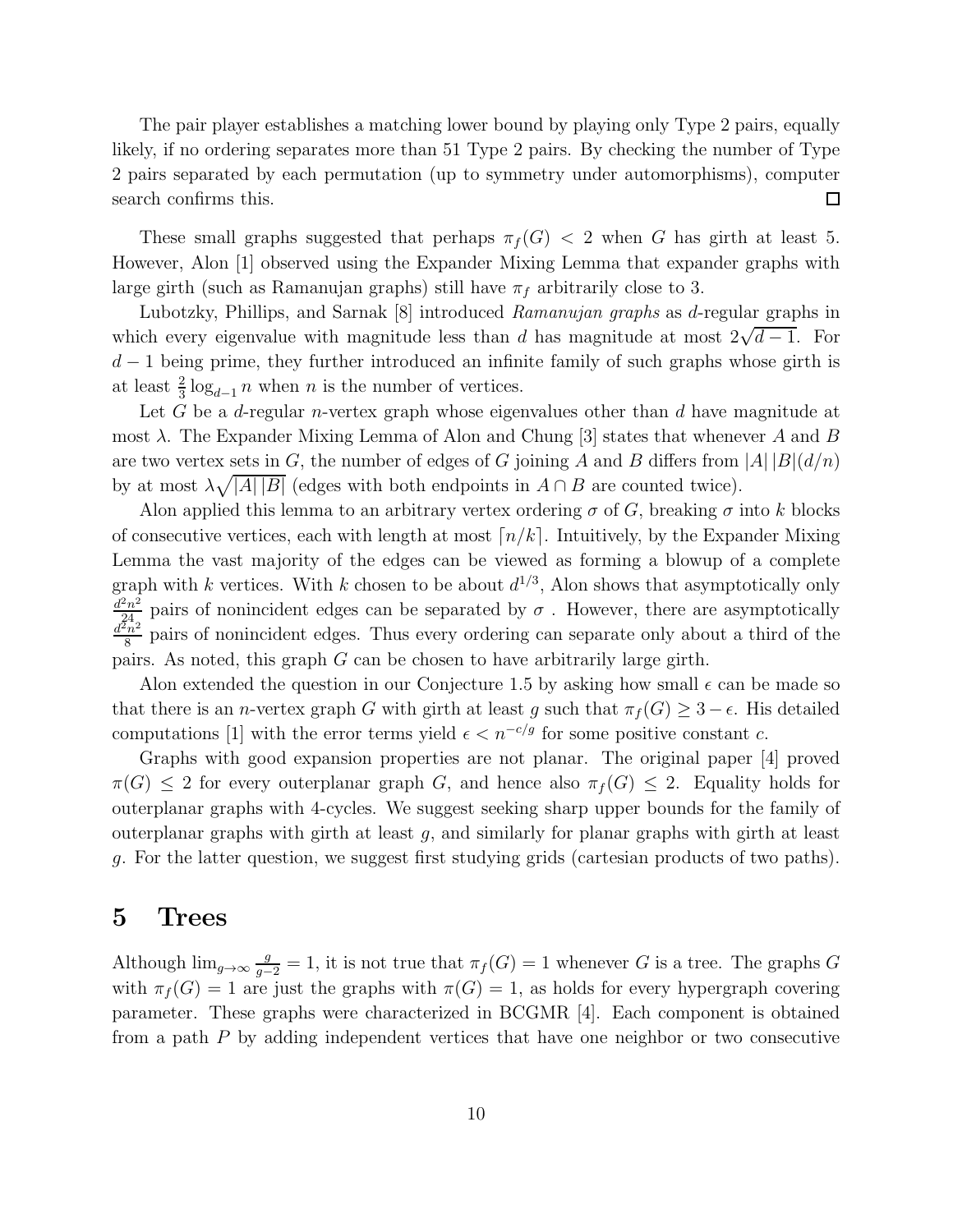The pair player establishes a matching lower bound by playing only Type 2 pairs, equally likely, if no ordering separates more than 51 Type 2 pairs. By checking the number of Type 2 pairs separated by each permutation (up to symmetry under automorphisms), computer search confirms this. □

These small graphs suggested that perhaps $\pi_f(G) < 2$ when $G$ has girth at least 5. However, Alon [1] observed using the Expander Mixing Lemma that expander graphs with large girth (such as Ramanujan graphs) still have $\pi_f$ arbitrarily close to 3.

Lubotzky, Phillips, and Sarnak [8] introduced *Ramanujan graphs* as $d$-regular graphs in which every eigenvalue with magnitude less than $d$ has magnitude at most $2\sqrt{d-1}$. For $d-1$ being prime, they further introduced an infinite family of such graphs whose girth is at least $\frac{2}{3}\log_{d-1} n$ when $n$ is the number of vertices.

Let $G$ be a $d$-regular $n$-vertex graph whose eigenvalues other than $d$ have magnitude at most $\lambda$. The Expander Mixing Lemma of Alon and Chung [3] states that whenever $A$ and $B$ are two vertex sets in $G$, the number of edges of $G$ joining $A$ and $B$ differs from $|A|\,|B|(d/n)$ by at most $\lambda\sqrt{|A|\,|B|}$ (edges with both endpoints in $A \cap B$ are counted twice).

Alon applied this lemma to an arbitrary vertex ordering $\sigma$ of $G$, breaking $\sigma$ into $k$ blocks of consecutive vertices, each with length at most $\lceil n/k \rceil$. Intuitively, by the Expander Mixing Lemma the vast majority of the edges can be viewed as forming a blowup of a complete graph with $k$ vertices. With $k$ chosen to be about $d^{1/3}$, Alon shows that asymptotically only $\frac{d^2n^2}{24}$ pairs of nonincident edges can be separated by $\sigma$ . However, there are asymptotically $\frac{d^2n^2}{8}$ pairs of nonincident edges. Thus every ordering can separate only about a third of the pairs. As noted, this graph $G$ can be chosen to have arbitrarily large girth.

Alon extended the question in our Conjecture 1.5 by asking how small $\epsilon$ can be made so that there is an $n$-vertex graph $G$ with girth at least $g$ such that $\pi_f(G) \geq 3 - \epsilon$. His detailed computations [1] with the error terms yield $\epsilon < n^{-c/g}$ for some positive constant $c$.

Graphs with good expansion properties are not planar. The original paper [4] proved $\pi(G) \leq 2$ for every outerplanar graph $G$, and hence also $\pi_f(G) \leq 2$. Equality holds for outerplanar graphs with 4-cycles. We suggest seeking sharp upper bounds for the family of outerplanar graphs with girth at least $g$, and similarly for planar graphs with girth at least $g$. For the latter question, we suggest first studying grids (cartesian products of two paths).

# 5 Trees

Although $\lim_{g\to\infty} \frac{g}{g-2} = 1$, it is not true that $\pi_f(G) = 1$ whenever $G$ is a tree. The graphs $G$ with $\pi_f(G) = 1$ are just the graphs with $\pi(G) = 1$, as holds for every hypergraph covering parameter. These graphs were characterized in BCGMR [4]. Each component is obtained from a path $P$ by adding independent vertices that have one neighbor or two consecutive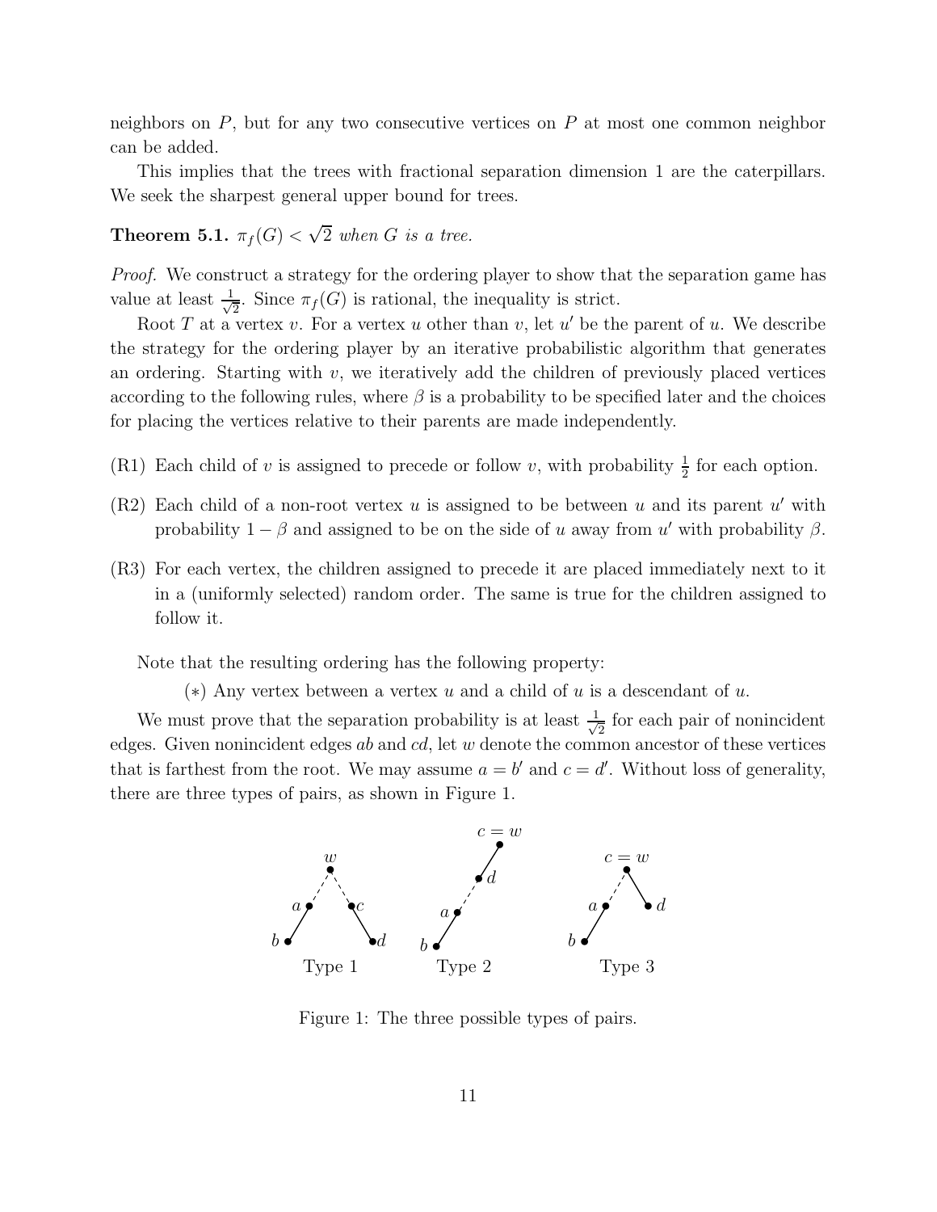neighbors on $P$, but for any two consecutive vertices on $P$ at most one common neighbor can be added.

This implies that the trees with fractional separation dimension 1 are the caterpillars. We seek the sharpest general upper bound for trees.

**Theorem 5.1.** *$\pi_f(G) < \sqrt{2}$ when $G$ is a tree.*

*Proof.* We construct a strategy for the ordering player to show that the separation game has value at least $\frac{1}{\sqrt{2}}$. Since $\pi_f(G)$ is rational, the inequality is strict.

Root $T$ at a vertex $v$. For a vertex $u$ other than $v$, let $u'$ be the parent of $u$. We describe the strategy for the ordering player by an iterative probabilistic algorithm that generates an ordering. Starting with $v$, we iteratively add the children of previously placed vertices according to the following rules, where $\beta$ is a probability to be specified later and the choices for placing the vertices relative to their parents are made independently.

(R1) Each child of $v$ is assigned to precede or follow $v$, with probability $\frac{1}{2}$ for each option.

(R2) Each child of a non-root vertex $u$ is assigned to be between $u$ and its parent $u'$ with probability $1-\beta$ and assigned to be on the side of $u$ away from $u'$ with probability $\beta$.

(R3) For each vertex, the children assigned to precede it are placed immediately next to it in a (uniformly selected) random order. The same is true for the children assigned to follow it.

Note that the resulting ordering has the following property:

($*$) Any vertex between a vertex $u$ and a child of $u$ is a descendant of $u$.

We must prove that the separation probability is at least $\frac{1}{\sqrt{2}}$ for each pair of nonincident edges. Given nonincident edges $ab$ and $cd$, let $w$ denote the common ancestor of these vertices that is farthest from the root. We may assume $a = b'$ and $c = d'$. Without loss of generality, there are three types of pairs, as shown in Figure 1.

Figure 1: The three possible types of pairs.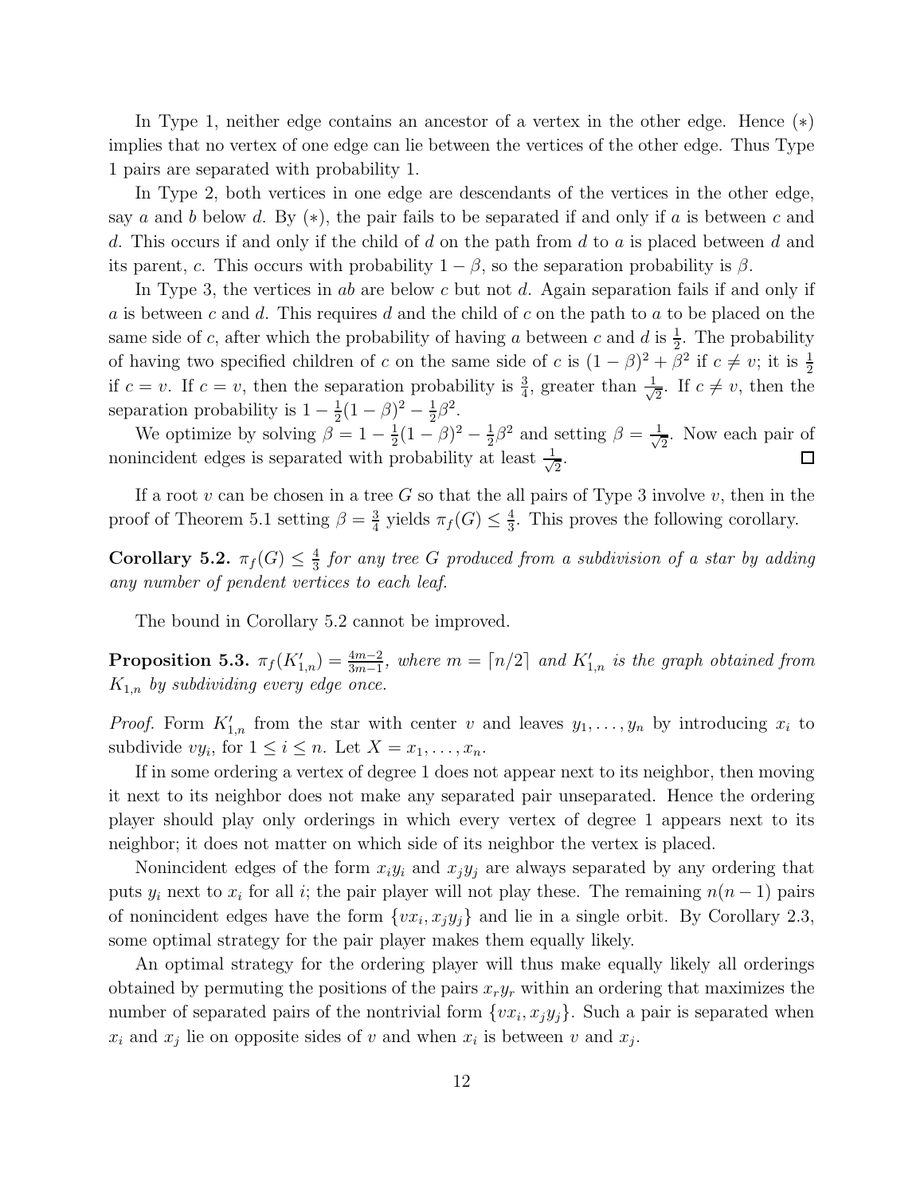In Type 1, neither edge contains an ancestor of a vertex in the other edge. Hence $(*)$ implies that no vertex of one edge can lie between the vertices of the other edge. Thus Type 1 pairs are separated with probability 1.

In Type 2, both vertices in one edge are descendants of the vertices in the other edge, say $a$ and $b$ below $d$. By $(*)$, the pair fails to be separated if and only if $a$ is between $c$ and $d$. This occurs if and only if the child of $d$ on the path from $d$ to $a$ is placed between $d$ and its parent, $c$. This occurs with probability $1-\beta$, so the separation probability is $\beta$.

In Type 3, the vertices in $ab$ are below $c$ but not $d$. Again separation fails if and only if $a$ is between $c$ and $d$. This requires $d$ and the child of $c$ on the path to $a$ to be placed on the same side of $c$, after which the probability of having $a$ between $c$ and $d$ is $\frac{1}{2}$. The probability of having two specified children of $c$ on the same side of $c$ is $(1-\beta)^2+\beta^2$ if $c \neq v$; it is $\frac{1}{2}$ if $c = v$. If $c = v$, then the separation probability is $\frac{3}{4}$, greater than $\frac{1}{\sqrt{2}}$. If $c \neq v$, then the separation probability is $1-\frac{1}{2}(1-\beta)^2-\frac{1}{2}\beta^2$.

We optimize by solving $\beta = 1-\frac{1}{2}(1-\beta)^2-\frac{1}{2}\beta^2$ and setting $\beta = \frac{1}{\sqrt{2}}$. Now each pair of nonincident edges is separated with probability at least $\frac{1}{\sqrt{2}}$. □

If a root $v$ can be chosen in a tree $G$ so that the all pairs of Type 3 involve $v$, then in the proof of Theorem 5.1 setting $\beta = \frac{3}{4}$ yields $\pi_f(G) \leq \frac{4}{3}$. This proves the following corollary.

**Corollary 5.2.** *$\pi_f(G) \leq \frac{4}{3}$ for any tree $G$ produced from a subdivision of a star by adding any number of pendent vertices to each leaf.*

The bound in Corollary 5.2 cannot be improved.

**Proposition 5.3.** *$\pi_f(K'_{1,n}) = \frac{4m-2}{3m-1}$, where $m = \lceil n/2 \rceil$ and $K'_{1,n}$ is the graph obtained from $K_{1,n}$ by subdividing every edge once.*

*Proof.* Form $K'_{1,n}$ from the star with center $v$ and leaves $y_1, \ldots, y_n$ by introducing $x_i$ to subdivide $vy_i$, for $1 \leq i \leq n$. Let $X = x_1, \ldots, x_n$.

If in some ordering a vertex of degree 1 does not appear next to its neighbor, then moving it next to its neighbor does not make any separated pair unseparated. Hence the ordering player should play only orderings in which every vertex of degree 1 appears next to its neighbor; it does not matter on which side of its neighbor the vertex is placed.

Nonincident edges of the form $x_iy_i$ and $x_jy_j$ are always separated by any ordering that puts $y_i$ next to $x_i$ for all $i$; the pair player will not play these. The remaining $n(n-1)$ pairs of nonincident edges have the form $\{vx_i, x_jy_j\}$ and lie in a single orbit. By Corollary 2.3, some optimal strategy for the pair player makes them equally likely.

An optimal strategy for the ordering player will thus make equally likely all orderings obtained by permuting the positions of the pairs $x_ry_r$ within an ordering that maximizes the number of separated pairs of the nontrivial form $\{vx_i, x_jy_j\}$. Such a pair is separated when $x_i$ and $x_j$ lie on opposite sides of $v$ and when $x_i$ is between $v$ and $x_j$.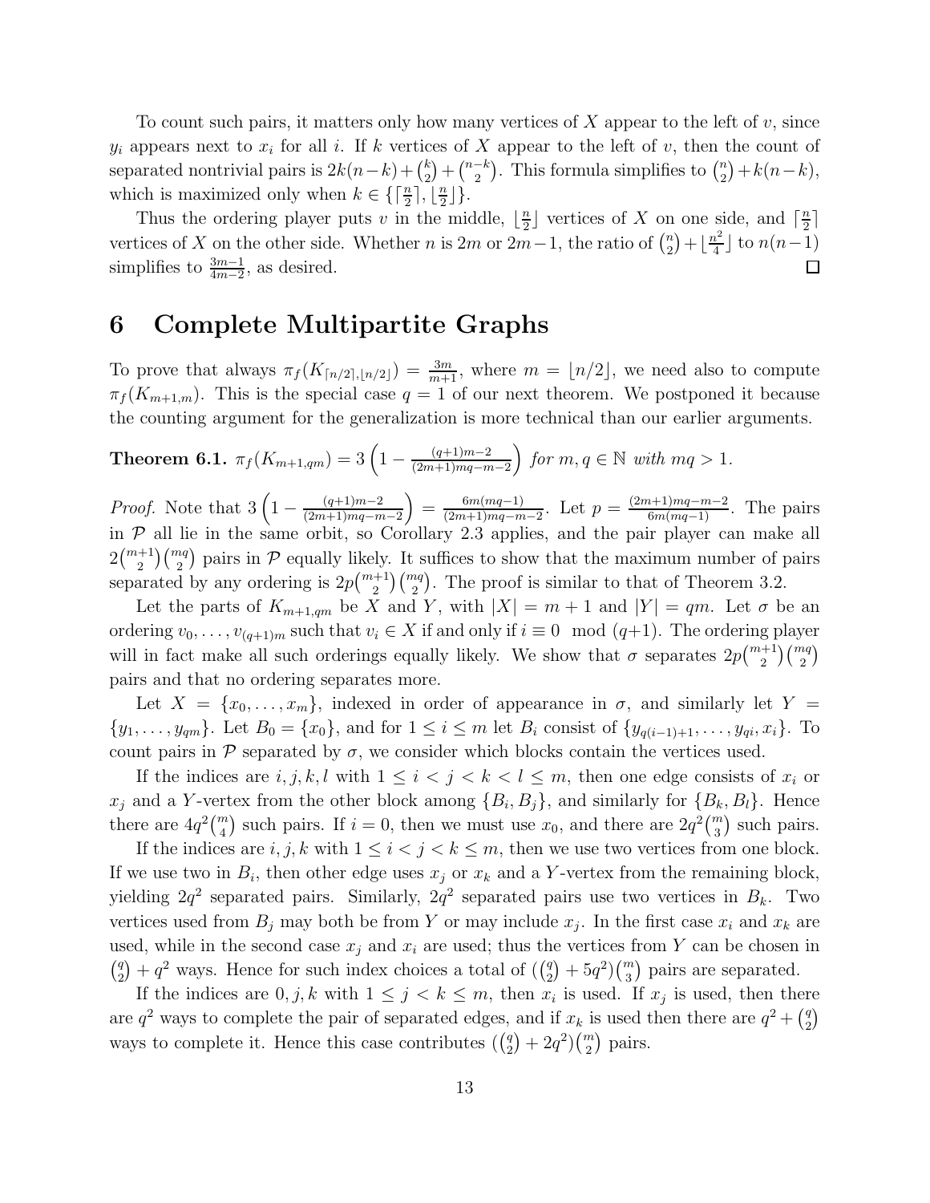To count such pairs, it matters only how many vertices of $X$ appear to the left of $v$, since $y_i$ appears next to $x_i$ for all $i$. If $k$ vertices of $X$ appear to the left of $v$, then the count of separated nontrivial pairs is $2k(n-k) + \binom{k}{2} + \binom{n-k}{2}$. This formula simplifies to $\binom{n}{2} + k(n-k)$, which is maximized only when $k \in \{\lceil \frac{n}{2} \rceil, \lfloor \frac{n}{2} \rfloor\}$.

Thus the ordering player puts $v$ in the middle, $\lfloor \frac{n}{2} \rfloor$ vertices of $X$ on one side, and $\lceil \frac{n}{2} \rceil$ vertices of $X$ on the other side. Whether $n$ is $2m$ or $2m-1$, the ratio of $\binom{n}{2} + \lfloor \frac{n^2}{4} \rfloor$ to $n(n-1)$ simplifies to $\frac{3m-1}{4m-2}$, as desired. $\square$

## 6 Complete Multipartite Graphs

To prove that always $\pi_f(K_{\lceil n/2 \rceil, \lfloor n/2 \rfloor}) = \frac{3m}{m+1}$, where $m = \lfloor n/2 \rfloor$, we need also to compute $\pi_f(K_{m+1,m})$. This is the special case $q = 1$ of our next theorem. We postponed it because the counting argument for the generalization is more technical than our earlier arguments.

**Theorem 6.1.** *$\pi_f(K_{m+1,qm}) = 3\left(1 - \frac{(q+1)m-2}{(2m+1)mq-m-2}\right)$ for $m, q \in \mathbb{N}$ with $mq > 1$.*

*Proof.* Note that $3\left(1 - \frac{(q+1)m-2}{(2m+1)mq-m-2}\right) = \frac{6m(mq-1)}{(2m+1)mq-m-2}$. Let $p = \frac{(2m+1)mq-m-2}{6m(mq-1)}$. The pairs in $\mathcal{P}$ all lie in the same orbit, so Corollary 2.3 applies, and the pair player can make all $2\binom{m+1}{2}\binom{mq}{2}$ pairs in $\mathcal{P}$ equally likely. It suffices to show that the maximum number of pairs separated by any ordering is $2p\binom{m+1}{2}\binom{mq}{2}$. The proof is similar to that of Theorem 3.2.

Let the parts of $K_{m+1,qm}$ be $X$ and $Y$, with $|X| = m+1$ and $|Y| = qm$. Let $\sigma$ be an ordering $v_0, \ldots, v_{(q+1)m}$ such that $v_i \in X$ if and only if $i \equiv 0 \mod (q+1)$. The ordering player will in fact make all such orderings equally likely. We show that $\sigma$ separates $2p\binom{m+1}{2}\binom{mq}{2}$ pairs and that no ordering separates more.

Let $X = \{x_0, \ldots, x_m\}$, indexed in order of appearance in $\sigma$, and similarly let $Y = \{y_1, \ldots, y_{qm}\}$. Let $B_0 = \{x_0\}$, and for $1 \le i \le m$ let $B_i$ consist of $\{y_{q(i-1)+1}, \ldots, y_{qi}, x_i\}$. To count pairs in $\mathcal{P}$ separated by $\sigma$, we consider which blocks contain the vertices used.

If the indices are $i, j, k, l$ with $1 \le i < j < k < l \le m$, then one edge consists of $x_i$ or $x_j$ and a $Y$-vertex from the other block among $\{B_i, B_j\}$, and similarly for $\{B_k, B_l\}$. Hence there are $4q^2\binom{m}{4}$ such pairs. If $i = 0$, then we must use $x_0$, and there are $2q^2\binom{m}{3}$ such pairs.

If the indices are $i, j, k$ with $1 \le i < j < k \le m$, then we use two vertices from one block. If we use two in $B_i$, then other edge uses $x_j$ or $x_k$ and a $Y$-vertex from the remaining block, yielding $2q^2$ separated pairs. Similarly, $2q^2$ separated pairs use two vertices in $B_k$. Two vertices used from $B_j$ may both be from $Y$ or may include $x_j$. In the first case $x_i$ and $x_k$ are used, while in the second case $x_j$ and $x_i$ are used; thus the vertices from $Y$ can be chosen in $\binom{q}{2} + q^2$ ways. Hence for such index choices a total of $(\binom{q}{2} + 5q^2)\binom{m}{3}$ pairs are separated.

If the indices are $0, j, k$ with $1 \le j < k \le m$, then $x_i$ is used. If $x_j$ is used, then there are $q^2$ ways to complete the pair of separated edges, and if $x_k$ is used then there are $q^2 + \binom{q}{2}$ ways to complete it. Hence this case contributes $(\binom{q}{2} + 2q^2)\binom{m}{2}$ pairs.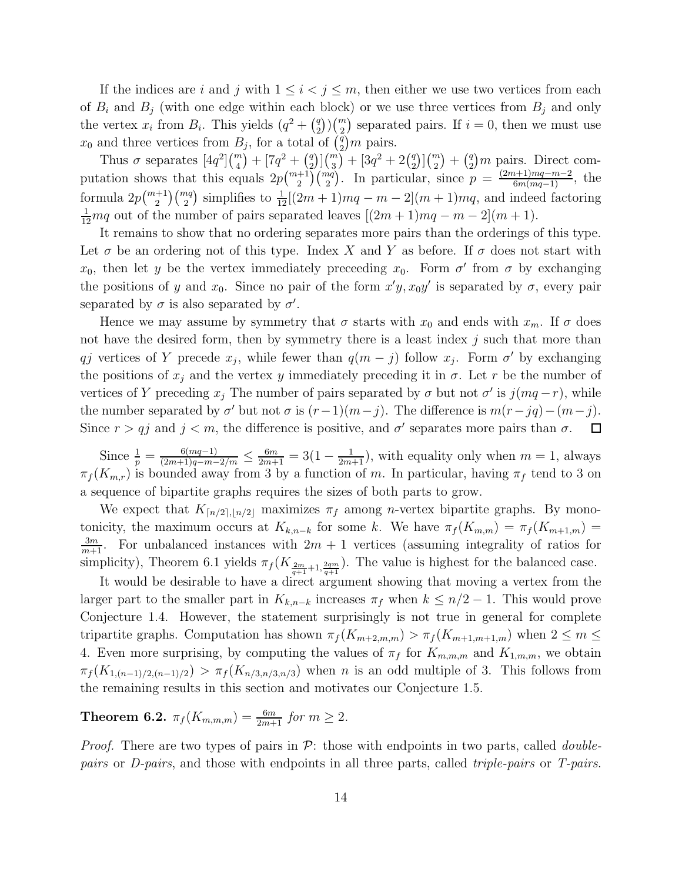If the indices are $i$ and $j$ with $1 \le i < j \le m$, then either we use two vertices from each of $B_i$ and $B_j$ (with one edge within each block) or we use three vertices from $B_j$ and only the vertex $x_i$ from $B_i$. This yields $(q^2 + \binom{q}{2})\binom{m}{2}$ separated pairs. If $i = 0$, then we must use $x_0$ and three vertices from $B_j$, for a total of $\binom{q}{2}m$ pairs.

Thus $\sigma$ separates $[4q^2]\binom{m}{4} + [7q^2 + \binom{q}{2}]\binom{m}{3} + [3q^2 + 2\binom{q}{2}]\binom{m}{2} + \binom{q}{2}m$ pairs. Direct computation shows that this equals $2p\binom{m+1}{2}\binom{mq}{2}$. In particular, since $p = \frac{(2m+1)mq-m-2}{6m(mq-1)}$, the formula $2p\binom{m+1}{2}\binom{mq}{2}$ simplifies to $\frac{1}{12}[(2m+1)mq - m - 2](m+1)mq$, and indeed factoring $\frac{1}{12}mq$ out of the number of pairs separated leaves $[(2m+1)mq - m - 2](m+1)$.

It remains to show that no ordering separates more pairs than the orderings of this type. Let $\sigma$ be an ordering not of this type. Index $X$ and $Y$ as before. If $\sigma$ does not start with $x_0$, then let $y$ be the vertex immediately preceeding $x_0$. Form $\sigma'$ from $\sigma$ by exchanging the positions of $y$ and $x_0$. Since no pair of the form $x'y, x_0y'$ is separated by $\sigma$, every pair separated by $\sigma$ is also separated by $\sigma'$.

Hence we may assume by symmetry that $\sigma$ starts with $x_0$ and ends with $x_m$. If $\sigma$ does not have the desired form, then by symmetry there is a least index $j$ such that more than $qj$ vertices of $Y$ precede $x_j$, while fewer than $q(m-j)$ follow $x_j$. Form $\sigma'$ by exchanging the positions of $x_j$ and the vertex $y$ immediately preceding it in $\sigma$. Let $r$ be the number of vertices of $Y$ preceding $x_j$ The number of pairs separated by $\sigma$ but not $\sigma'$ is $j(mq - r)$, while the number separated by $\sigma'$ but not $\sigma$ is $(r-1)(m-j)$. The difference is $m(r - jq) - (m-j)$. Since $r > qj$ and $j < m$, the difference is positive, and $\sigma'$ separates more pairs than $\sigma$. $\square$

Since $\frac{1}{p} = \frac{6(mq-1)}{(2m+1)q-m-2/m} \le \frac{6m}{2m+1} = 3(1 - \frac{1}{2m+1})$, with equality only when $m = 1$, always $\pi_f(K_{m,r})$ is bounded away from 3 by a function of $m$. In particular, having $\pi_f$ tend to 3 on a sequence of bipartite graphs requires the sizes of both parts to grow.

We expect that $K_{\lceil n/2\rceil,\lfloor n/2\rfloor}$ maximizes $\pi_f$ among $n$-vertex bipartite graphs. By monotonicity, the maximum occurs at $K_{k,n-k}$ for some $k$. We have $\pi_f(K_{m,m}) = \pi_f(K_{m+1,m}) = \frac{3m}{m+1}$. For unbalanced instances with $2m+1$ vertices (assuming integrality of ratios for simplicity), Theorem 6.1 yields $\pi_f(K_{\frac{2m}{q+1}+1,\frac{2qm}{q+1}})$. The value is highest for the balanced case.

It would be desirable to have a direct argument showing that moving a vertex from the larger part to the smaller part in $K_{k,n-k}$ increases $\pi_f$ when $k \le n/2 - 1$. This would prove Conjecture 1.4. However, the statement surprisingly is not true in general for complete tripartite graphs. Computation has shown $\pi_f(K_{m+2,m,m}) > \pi_f(K_{m+1,m+1,m})$ when $2 \le m \le 4$. Even more surprising, by computing the values of $\pi_f$ for $K_{m,m,m}$ and $K_{1,m,m}$, we obtain $\pi_f(K_{1,(n-1)/2,(n-1)/2}) > \pi_f(K_{n/3,n/3,n/3})$ when $n$ is an odd multiple of 3. This follows from the remaining results in this section and motivates our Conjecture 1.5.

**Theorem 6.2.** *$\pi_f(K_{m,m,m}) = \frac{6m}{2m+1}$ for $m \ge 2$.*

*Proof.* There are two types of pairs in $\mathcal{P}$: those with endpoints in two parts, called *double-pairs* or *D-pairs*, and those with endpoints in all three parts, called *triple-pairs* or *T-pairs*.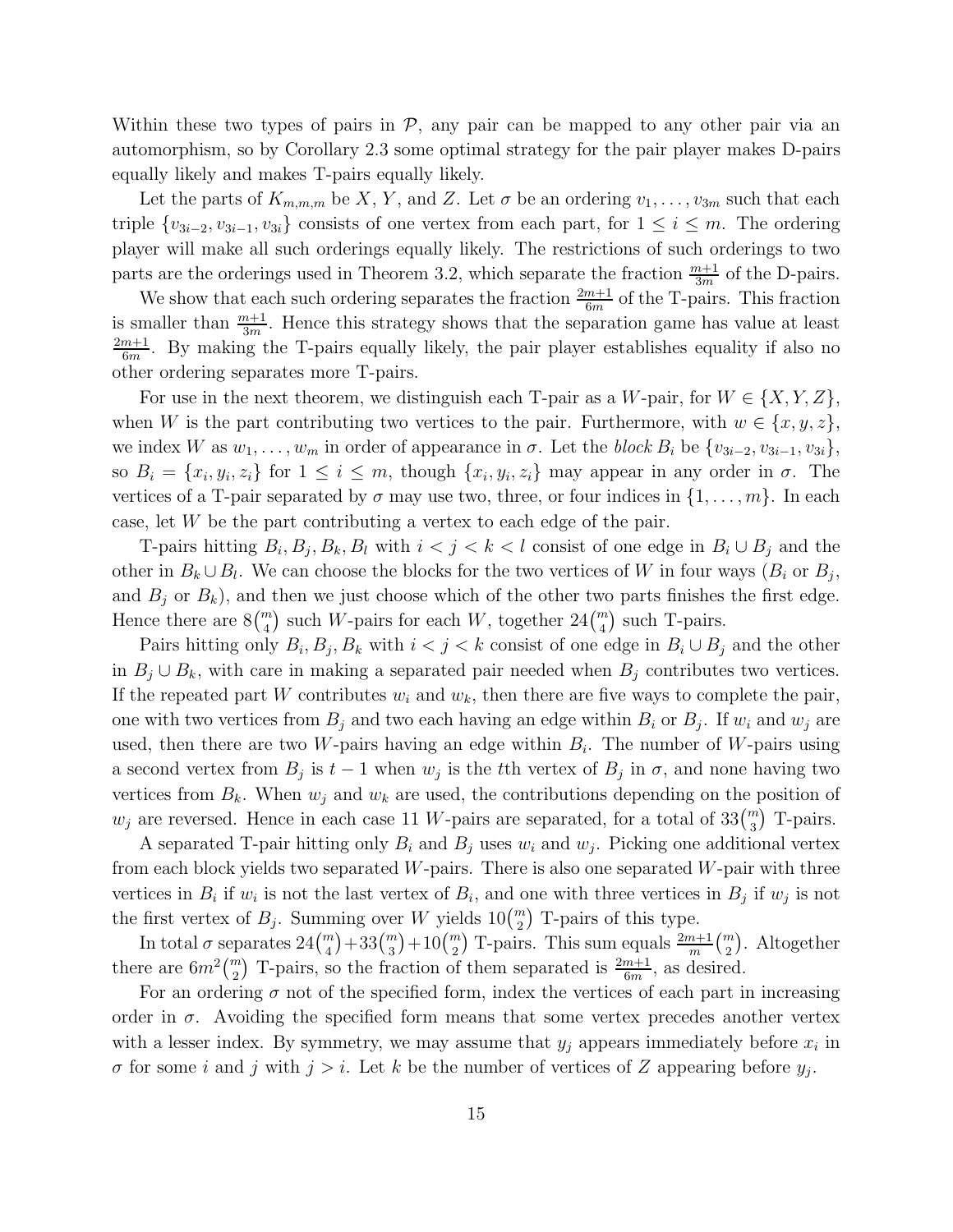Within these two types of pairs in $\mathcal{P}$, any pair can be mapped to any other pair via an automorphism, so by Corollary 2.3 some optimal strategy for the pair player makes D-pairs equally likely and makes T-pairs equally likely.

Let the parts of $K_{m,m,m}$ be $X$, $Y$, and $Z$. Let $\sigma$ be an ordering $v_1, \ldots, v_{3m}$ such that each triple $\{v_{3i-2}, v_{3i-1}, v_{3i}\}$ consists of one vertex from each part, for $1 \le i \le m$. The ordering player will make all such orderings equally likely. The restrictions of such orderings to two parts are the orderings used in Theorem 3.2, which separate the fraction $\frac{m+1}{3m}$ of the D-pairs.

We show that each such ordering separates the fraction $\frac{2m+1}{6m}$ of the T-pairs. This fraction is smaller than $\frac{m+1}{3m}$. Hence this strategy shows that the separation game has value at least $\frac{2m+1}{6m}$. By making the T-pairs equally likely, the pair player establishes equality if also no other ordering separates more T-pairs.

For use in the next theorem, we distinguish each T-pair as a $W$-pair, for $W \in \{X, Y, Z\}$, when $W$ is the part contributing two vertices to the pair. Furthermore, with $w \in \{x, y, z\}$, we index $W$ as $w_1, \ldots, w_m$ in order of appearance in $\sigma$. Let the *block* $B_i$ be $\{v_{3i-2}, v_{3i-1}, v_{3i}\}$, so $B_i = \{x_i, y_i, z_i\}$ for $1 \le i \le m$, though $\{x_i, y_i, z_i\}$ may appear in any order in $\sigma$. The vertices of a T-pair separated by $\sigma$ may use two, three, or four indices in $\{1, \ldots, m\}$. In each case, let $W$ be the part contributing a vertex to each edge of the pair.

T-pairs hitting $B_i, B_j, B_k, B_l$ with $i < j < k < l$ consist of one edge in $B_i \cup B_j$ and the other in $B_k \cup B_l$. We can choose the blocks for the two vertices of $W$ in four ways ($B_i$ or $B_j$, and $B_j$ or $B_k$), and then we just choose which of the other two parts finishes the first edge. Hence there are $8\binom{m}{4}$ such $W$-pairs for each $W$, together $24\binom{m}{4}$ such T-pairs.

Pairs hitting only $B_i, B_j, B_k$ with $i < j < k$ consist of one edge in $B_i \cup B_j$ and the other in $B_j \cup B_k$, with care in making a separated pair needed when $B_j$ contributes two vertices. If the repeated part $W$ contributes $w_i$ and $w_k$, then there are five ways to complete the pair, one with two vertices from $B_j$ and two each having an edge within $B_i$ or $B_j$. If $w_i$ and $w_j$ are used, then there are two $W$-pairs having an edge within $B_i$. The number of $W$-pairs using a second vertex from $B_j$ is $t-1$ when $w_j$ is the $t$th vertex of $B_j$ in $\sigma$, and none having two vertices from $B_k$. When $w_j$ and $w_k$ are used, the contributions depending on the position of $w_j$ are reversed. Hence in each case 11 $W$-pairs are separated, for a total of $33\binom{m}{3}$ T-pairs.

A separated T-pair hitting only $B_i$ and $B_j$ uses $w_i$ and $w_j$. Picking one additional vertex from each block yields two separated $W$-pairs. There is also one separated $W$-pair with three vertices in $B_i$ if $w_i$ is not the last vertex of $B_i$, and one with three vertices in $B_j$ if $w_j$ is not the first vertex of $B_j$. Summing over $W$ yields $10\binom{m}{2}$ T-pairs of this type.

In total $\sigma$ separates $24\binom{m}{4} + 33\binom{m}{3} + 10\binom{m}{2}$ T-pairs. This sum equals $\frac{2m+1}{m}\binom{m}{2}$. Altogether there are $6m^2\binom{m}{2}$ T-pairs, so the fraction of them separated is $\frac{2m+1}{6m}$, as desired.

For an ordering $\sigma$ not of the specified form, index the vertices of each part in increasing order in $\sigma$. Avoiding the specified form means that some vertex precedes another vertex with a lesser index. By symmetry, we may assume that $y_j$ appears immediately before $x_i$ in $\sigma$ for some $i$ and $j$ with $j > i$. Let $k$ be the number of vertices of $Z$ appearing before $y_j$.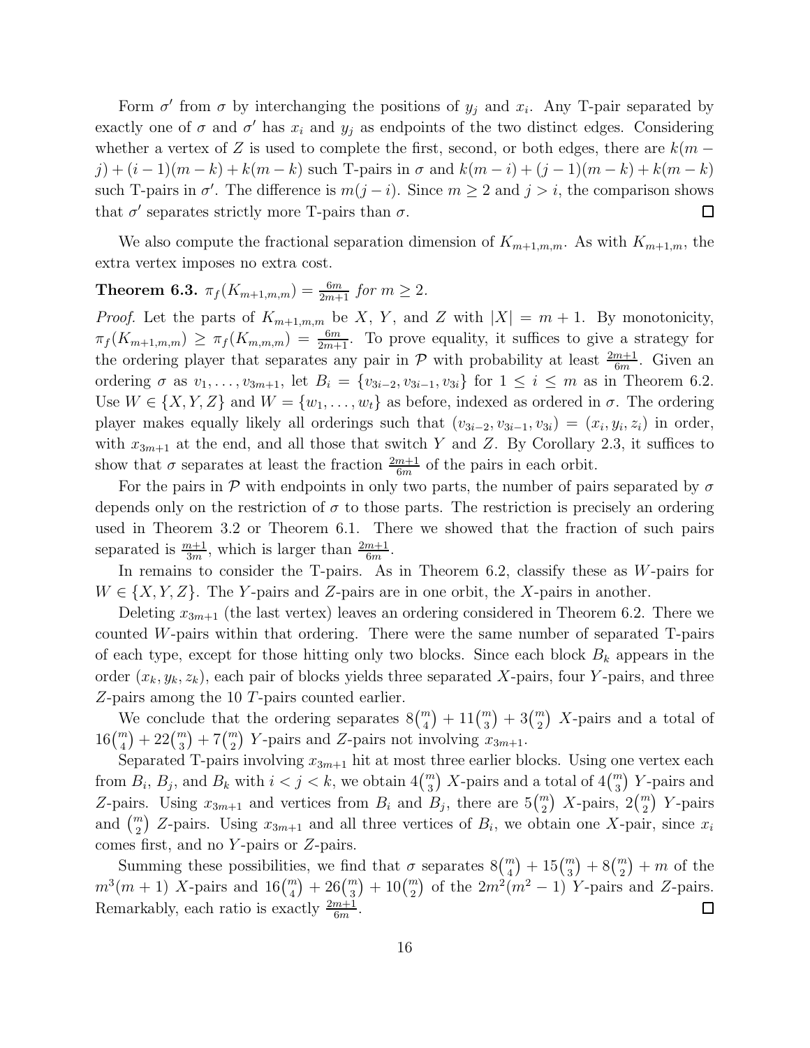Form $\sigma'$ from $\sigma$ by interchanging the positions of $y_j$ and $x_i$. Any T-pair separated by exactly one of $\sigma$ and $\sigma'$ has $x_i$ and $y_j$ as endpoints of the two distinct edges. Considering whether a vertex of $Z$ is used to complete the first, second, or both edges, there are $k(m-j)+(i-1)(m-k)+k(m-k)$ such T-pairs in $\sigma$ and $k(m-i)+(j-1)(m-k)+k(m-k)$ such T-pairs in $\sigma'$. The difference is $m(j-i)$. Since $m \ge 2$ and $j > i$, the comparison shows that $\sigma'$ separates strictly more T-pairs than $\sigma$. □

We also compute the fractional separation dimension of $K_{m+1,m,m}$. As with $K_{m+1,m}$, the extra vertex imposes no extra cost.

**Theorem 6.3.** *$\pi_f(K_{m+1,m,m}) = \frac{6m}{2m+1}$ for $m \ge 2$.*

*Proof.* Let the parts of $K_{m+1,m,m}$ be $X$, $Y$, and $Z$ with $|X| = m+1$. By monotonicity, $\pi_f(K_{m+1,m,m}) \ge \pi_f(K_{m,m,m}) = \frac{6m}{2m+1}$. To prove equality, it suffices to give a strategy for the ordering player that separates any pair in $\mathcal{P}$ with probability at least $\frac{2m+1}{6m}$. Given an ordering $\sigma$ as $v_1, \ldots, v_{3m+1}$, let $B_i = \{v_{3i-2}, v_{3i-1}, v_{3i}\}$ for $1 \le i \le m$ as in Theorem 6.2. Use $W \in \{X, Y, Z\}$ and $W = \{w_1, \ldots, w_t\}$ as before, indexed as ordered in $\sigma$. The ordering player makes equally likely all orderings such that $(v_{3i-2}, v_{3i-1}, v_{3i}) = (x_i, y_i, z_i)$ in order, with $x_{3m+1}$ at the end, and all those that switch $Y$ and $Z$. By Corollary 2.3, it suffices to show that $\sigma$ separates at least the fraction $\frac{2m+1}{6m}$ of the pairs in each orbit.

For the pairs in $\mathcal{P}$ with endpoints in only two parts, the number of pairs separated by $\sigma$ depends only on the restriction of $\sigma$ to those parts. The restriction is precisely an ordering used in Theorem 3.2 or Theorem 6.1. There we showed that the fraction of such pairs separated is $\frac{m+1}{3m}$, which is larger than $\frac{2m+1}{6m}$.

In remains to consider the T-pairs. As in Theorem 6.2, classify these as $W$-pairs for $W \in \{X, Y, Z\}$. The $Y$-pairs and $Z$-pairs are in one orbit, the $X$-pairs in another.

Deleting $x_{3m+1}$ (the last vertex) leaves an ordering considered in Theorem 6.2. There we counted $W$-pairs within that ordering. There were the same number of separated T-pairs of each type, except for those hitting only two blocks. Since each block $B_k$ appears in the order $(x_k, y_k, z_k)$, each pair of blocks yields three separated $X$-pairs, four $Y$-pairs, and three $Z$-pairs among the 10 $T$-pairs counted earlier.

We conclude that the ordering separates $8\binom{m}{4} + 11\binom{m}{3} + 3\binom{m}{2}$ $X$-pairs and a total of $16\binom{m}{4} + 22\binom{m}{3} + 7\binom{m}{2}$ $Y$-pairs and $Z$-pairs not involving $x_{3m+1}$.

Separated T-pairs involving $x_{3m+1}$ hit at most three earlier blocks. Using one vertex each from $B_i$, $B_j$, and $B_k$ with $i < j < k$, we obtain $4\binom{m}{3}$ $X$-pairs and a total of $4\binom{m}{3}$ $Y$-pairs and $Z$-pairs. Using $x_{3m+1}$ and vertices from $B_i$ and $B_j$, there are $5\binom{m}{2}$ $X$-pairs, $2\binom{m}{2}$ $Y$-pairs and $\binom{m}{2}$ $Z$-pairs. Using $x_{3m+1}$ and all three vertices of $B_i$, we obtain one $X$-pair, since $x_i$ comes first, and no $Y$-pairs or $Z$-pairs.

Summing these possibilities, we find that $\sigma$ separates $8\binom{m}{4} + 15\binom{m}{3} + 8\binom{m}{2} + m$ of the $m^3(m+1)$ $X$-pairs and $16\binom{m}{4} + 26\binom{m}{3} + 10\binom{m}{2}$ of the $2m^2(m^2-1)$ $Y$-pairs and $Z$-pairs. Remarkably, each ratio is exactly $\frac{2m+1}{6m}$. □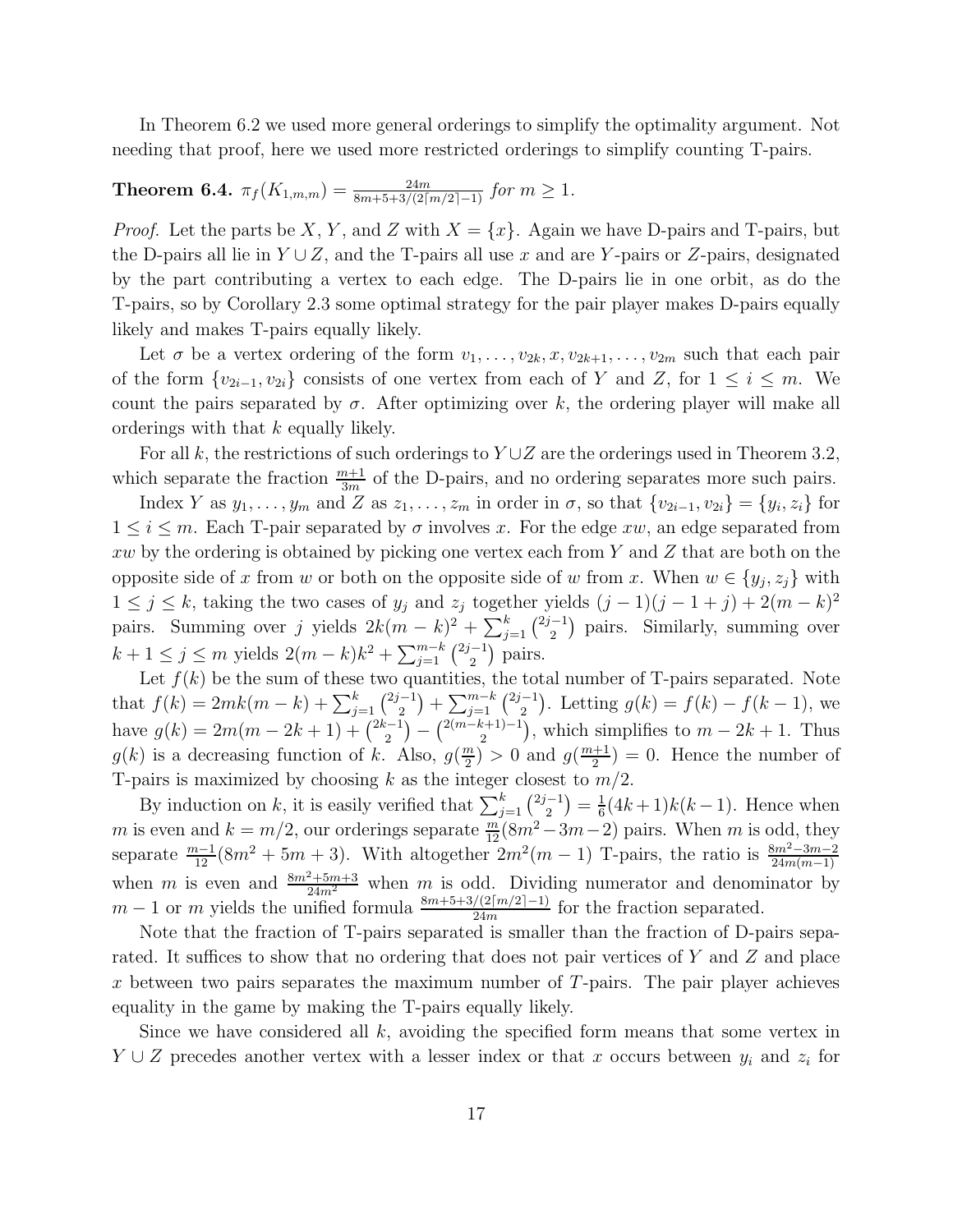In Theorem 6.2 we used more general orderings to simplify the optimality argument. Not needing that proof, here we used more restricted orderings to simplify counting T-pairs.

**Theorem 6.4.** $\pi_f(K_{1,m,m}) = \frac{24m}{8m+5+3/(2\lceil m/2\rceil -1)}$ *for* $m \ge 1$.

*Proof.* Let the parts be $X$, $Y$, and $Z$ with $X = \{x\}$. Again we have D-pairs and T-pairs, but the D-pairs all lie in $Y \cup Z$, and the T-pairs all use $x$ and are $Y$-pairs or $Z$-pairs, designated by the part contributing a vertex to each edge. The D-pairs lie in one orbit, as do the T-pairs, so by Corollary 2.3 some optimal strategy for the pair player makes D-pairs equally likely and makes T-pairs equally likely.

Let $\sigma$ be a vertex ordering of the form $v_1, \ldots, v_{2k}, x, v_{2k+1}, \ldots, v_{2m}$ such that each pair of the form $\{v_{2i-1}, v_{2i}\}$ consists of one vertex from each of $Y$ and $Z$, for $1 \le i \le m$. We count the pairs separated by $\sigma$. After optimizing over $k$, the ordering player will make all orderings with that $k$ equally likely.

For all $k$, the restrictions of such orderings to $Y \cup Z$ are the orderings used in Theorem 3.2, which separate the fraction $\frac{m+1}{3m}$ of the D-pairs, and no ordering separates more such pairs.

Index $Y$ as $y_1, \ldots, y_m$ and $Z$ as $z_1, \ldots, z_m$ in order in $\sigma$, so that $\{v_{2i-1}, v_{2i}\} = \{y_i, z_i\}$ for $1 \le i \le m$. Each T-pair separated by $\sigma$ involves $x$. For the edge $xw$, an edge separated from $xw$ by the ordering is obtained by picking one vertex each from $Y$ and $Z$ that are both on the opposite side of $x$ from $w$ or both on the opposite side of $w$ from $x$. When $w \in \{y_j, z_j\}$ with $1 \le j \le k$, taking the two cases of $y_j$ and $z_j$ together yields $(j-1)(j-1+j) + 2(m-k)^2$ pairs. Summing over $j$ yields $2k(m-k)^2 + \sum_{j=1}^{k} \binom{2j-1}{2}$ pairs. Similarly, summing over $k+1 \le j \le m$ yields $2(m-k)k^2 + \sum_{j=1}^{m-k} \binom{2j-1}{2}$ pairs.

Let $f(k)$ be the sum of these two quantities, the total number of T-pairs separated. Note that $f(k) = 2mk(m-k) + \sum_{j=1}^{k} \binom{2j-1}{2} + \sum_{j=1}^{m-k} \binom{2j-1}{2}$. Letting $g(k) = f(k) - f(k-1)$, we have $g(k) = 2m(m-2k+1) + \binom{2k-1}{2} - \binom{2(m-k+1)-1}{2}$, which simplifies to $m - 2k + 1$. Thus $g(k)$ is a decreasing function of $k$. Also, $g(\frac{m}{2}) > 0$ and $g(\frac{m+1}{2}) = 0$. Hence the number of T-pairs is maximized by choosing $k$ as the integer closest to $m/2$.

By induction on $k$, it is easily verified that $\sum_{j=1}^{k} \binom{2j-1}{2} = \frac{1}{6}(4k+1)k(k-1)$. Hence when $m$ is even and $k = m/2$, our orderings separate $\frac{m}{12}(8m^2 - 3m - 2)$ pairs. When $m$ is odd, they separate $\frac{m-1}{12}(8m^2 + 5m + 3)$. With altogether $2m^2(m-1)$ T-pairs, the ratio is $\frac{8m^2-3m-2}{24m(m-1)}$ when $m$ is even and $\frac{8m^2+5m+3}{24m^2}$ when $m$ is odd. Dividing numerator and denominator by $m-1$ or $m$ yields the unified formula $\frac{8m+5+3/(2\lceil m/2\rceil -1)}{24m}$ for the fraction separated.

Note that the fraction of T-pairs separated is smaller than the fraction of D-pairs separated. It suffices to show that no ordering that does not pair vertices of $Y$ and $Z$ and place $x$ between two pairs separates the maximum number of $T$-pairs. The pair player achieves equality in the game by making the T-pairs equally likely.

Since we have considered all $k$, avoiding the specified form means that some vertex in $Y \cup Z$ precedes another vertex with a lesser index or that $x$ occurs between $y_i$ and $z_i$ for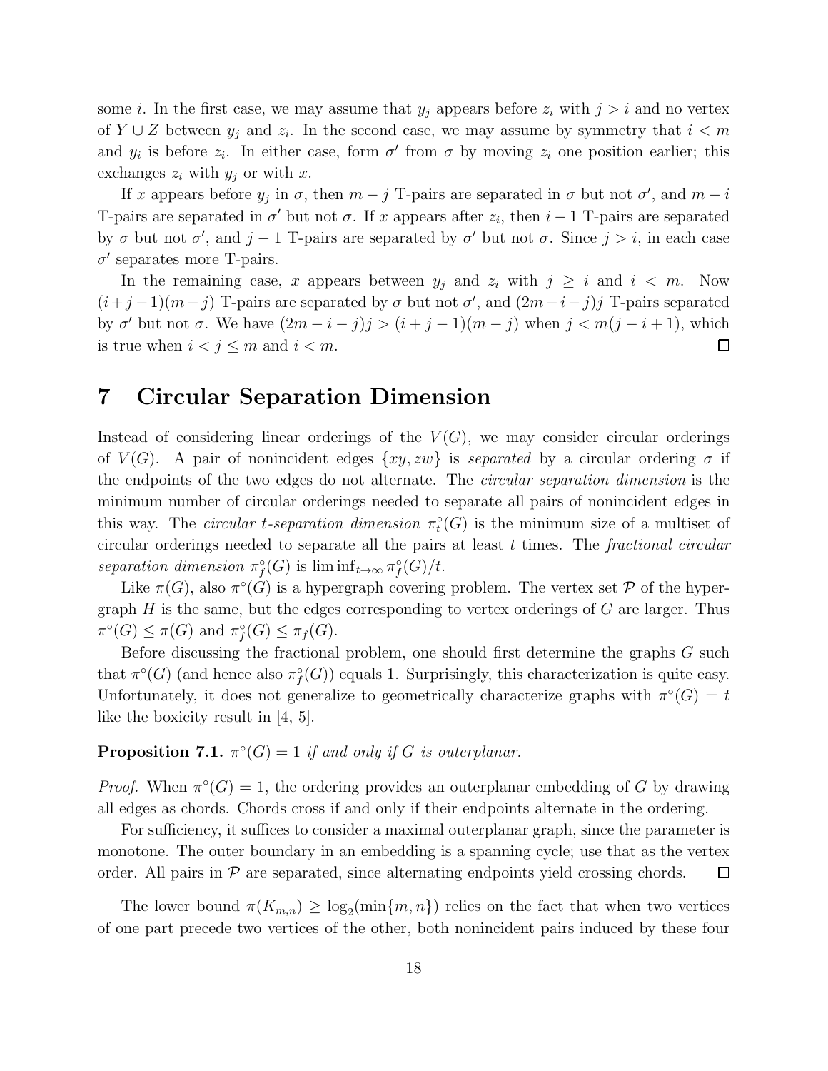some $i$. In the first case, we may assume that $y_j$ appears before $z_i$ with $j > i$ and no vertex of $Y \cup Z$ between $y_j$ and $z_i$. In the second case, we may assume by symmetry that $i < m$ and $y_i$ is before $z_i$. In either case, form $\sigma'$ from $\sigma$ by moving $z_i$ one position earlier; this exchanges $z_i$ with $y_j$ or with $x$.

If $x$ appears before $y_j$ in $\sigma$, then $m - j$ T-pairs are separated in $\sigma$ but not $\sigma'$, and $m - i$ T-pairs are separated in $\sigma'$ but not $\sigma$. If $x$ appears after $z_i$, then $i - 1$ T-pairs are separated by $\sigma$ but not $\sigma'$, and $j - 1$ T-pairs are separated by $\sigma'$ but not $\sigma$. Since $j > i$, in each case $\sigma'$ separates more T-pairs.

In the remaining case, $x$ appears between $y_j$ and $z_i$ with $j \geq i$ and $i < m$. Now $(i+j-1)(m-j)$ T-pairs are separated by $\sigma$ but not $\sigma'$, and $(2m-i-j)j$ T-pairs separated by $\sigma'$ but not $\sigma$. We have $(2m-i-j)j > (i+j-1)(m-j)$ when $j < m(j-i+1)$, which is true when $i < j \leq m$ and $i < m$. □

# 7 Circular Separation Dimension

Instead of considering linear orderings of the $V(G)$, we may consider circular orderings of $V(G)$. A pair of nonincident edges $\{xy, zw\}$ is *separated* by a circular ordering $\sigma$ if the endpoints of the two edges do not alternate. The *circular separation dimension* is the minimum number of circular orderings needed to separate all pairs of nonincident edges in this way. The *circular $t$-separation dimension* $\pi_t^\circ(G)$ is the minimum size of a multiset of circular orderings needed to separate all the pairs at least $t$ times. The *fractional circular separation dimension* $\pi_f^\circ(G)$ is $\liminf_{t\to\infty} \pi_f^\circ(G)/t$.

Like $\pi(G)$, also $\pi^\circ(G)$ is a hypergraph covering problem. The vertex set $\mathcal{P}$ of the hypergraph $H$ is the same, but the edges corresponding to vertex orderings of $G$ are larger. Thus $\pi^\circ(G) \leq \pi(G)$ and $\pi_f^\circ(G) \leq \pi_f(G)$.

Before discussing the fractional problem, one should first determine the graphs $G$ such that $\pi^\circ(G)$ (and hence also $\pi_f^\circ(G)$) equals 1. Surprisingly, this characterization is quite easy. Unfortunately, it does not generalize to geometrically characterize graphs with $\pi^\circ(G) = t$ like the boxicity result in [4, 5].

**Proposition 7.1.** *$\pi^\circ(G) = 1$ if and only if $G$ is outerplanar.*

*Proof.* When $\pi^\circ(G) = 1$, the ordering provides an outerplanar embedding of $G$ by drawing all edges as chords. Chords cross if and only if their endpoints alternate in the ordering.

For sufficiency, it suffices to consider a maximal outerplanar graph, since the parameter is monotone. The outer boundary in an embedding is a spanning cycle; use that as the vertex order. All pairs in $\mathcal{P}$ are separated, since alternating endpoints yield crossing chords. □

The lower bound $\pi(K_{m,n}) \geq \log_2(\min\{m, n\})$ relies on the fact that when two vertices of one part precede two vertices of the other, both nonincident pairs induced by these four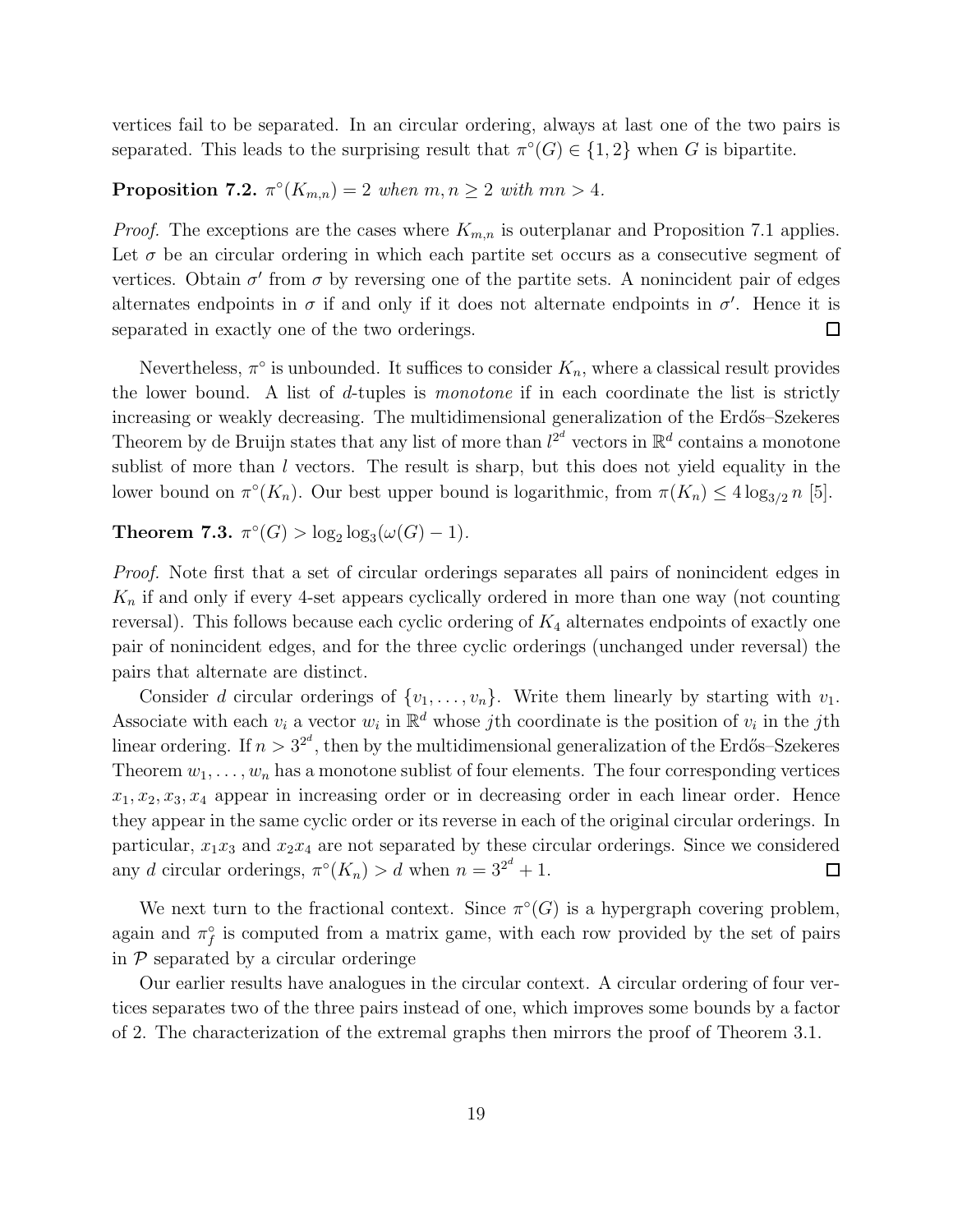vertices fail to be separated. In an circular ordering, always at last one of the two pairs is separated. This leads to the surprising result that $\pi^\circ(G) \in \{1, 2\}$ when $G$ is bipartite.

**Proposition 7.2.** *$\pi^\circ(K_{m,n}) = 2$ when $m, n \geq 2$ with $mn > 4$.*

*Proof.* The exceptions are the cases where $K_{m,n}$ is outerplanar and Proposition 7.1 applies. Let $\sigma$ be an circular ordering in which each partite set occurs as a consecutive segment of vertices. Obtain $\sigma'$ from $\sigma$ by reversing one of the partite sets. A nonincident pair of edges alternates endpoints in $\sigma$ if and only if it does not alternate endpoints in $\sigma'$. Hence it is separated in exactly one of the two orderings. $\square$

Nevertheless, $\pi^\circ$ is unbounded. It suffices to consider $K_n$, where a classical result provides the lower bound. A list of $d$-tuples is *monotone* if in each coordinate the list is strictly increasing or weakly decreasing. The multidimensional generalization of the Erdős–Szekeres Theorem by de Bruijn states that any list of more than $l^{2^d}$ vectors in $\mathbb{R}^d$ contains a monotone sublist of more than $l$ vectors. The result is sharp, but this does not yield equality in the lower bound on $\pi^\circ(K_n)$. Our best upper bound is logarithmic, from $\pi(K_n) \leq 4 \log_{3/2} n$ [5].

**Theorem 7.3.** *$\pi^\circ(G) > \log_2 \log_3(\omega(G) - 1)$.*

*Proof.* Note first that a set of circular orderings separates all pairs of nonincident edges in $K_n$ if and only if every 4-set appears cyclically ordered in more than one way (not counting reversal). This follows because each cyclic ordering of $K_4$ alternates endpoints of exactly one pair of nonincident edges, and for the three cyclic orderings (unchanged under reversal) the pairs that alternate are distinct.

Consider $d$ circular orderings of $\{v_1, \ldots, v_n\}$. Write them linearly by starting with $v_1$. Associate with each $v_i$ a vector $w_i$ in $\mathbb{R}^d$ whose $j$th coordinate is the position of $v_i$ in the $j$th linear ordering. If $n > 3^{2^d}$, then by the multidimensional generalization of the Erdős–Szekeres Theorem $w_1, \ldots, w_n$ has a monotone sublist of four elements. The four corresponding vertices $x_1, x_2, x_3, x_4$ appear in increasing order or in decreasing order in each linear order. Hence they appear in the same cyclic order or its reverse in each of the original circular orderings. In particular, $x_1x_3$ and $x_2x_4$ are not separated by these circular orderings. Since we considered any $d$ circular orderings, $\pi^\circ(K_n) > d$ when $n = 3^{2^d} + 1$. $\square$

We next turn to the fractional context. Since $\pi^\circ(G)$ is a hypergraph covering problem, again and $\pi_f^\circ$ is computed from a matrix game, with each row provided by the set of pairs in $\mathcal{P}$ separated by a circular orderinge

Our earlier results have analogues in the circular context. A circular ordering of four vertices separates two of the three pairs instead of one, which improves some bounds by a factor of 2. The characterization of the extremal graphs then mirrors the proof of Theorem 3.1.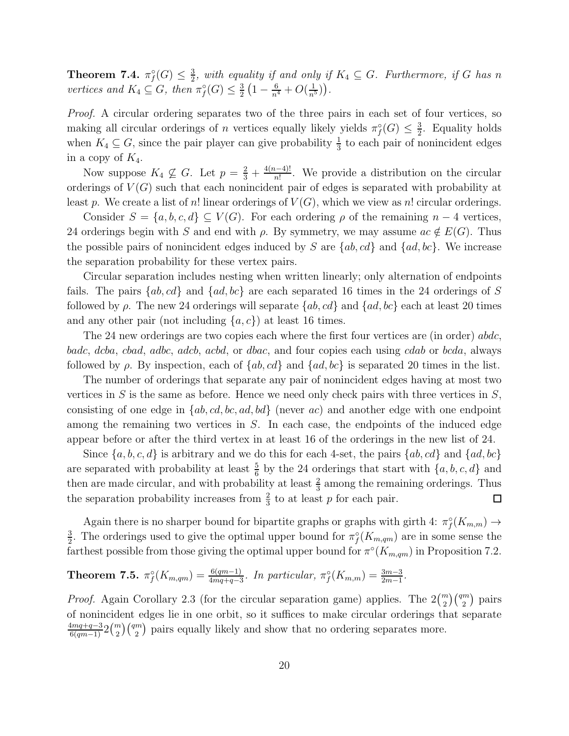**Theorem 7.4.** *$\pi_f^\circ(G) \le \frac{3}{2}$, with equality if and only if $K_4 \subseteq G$. Furthermore, if $G$ has $n$ vertices and $K_4 \not\subseteq G$, then $\pi_f^\circ(G) \le \frac{3}{2}\left(1 - \frac{6}{n^4} + O(\frac{1}{n^5})\right)$.*

*Proof.* A circular ordering separates two of the three pairs in each set of four vertices, so making all circular orderings of $n$ vertices equally likely yields $\pi_f^\circ(G) \le \frac{3}{2}$. Equality holds when $K_4 \subseteq G$, since the pair player can give probability $\frac{1}{3}$ to each pair of nonincident edges in a copy of $K_4$.

Now suppose $K_4 \not\subseteq G$. Let $p = \frac{2}{3} + \frac{4(n-4)!}{n!}$. We provide a distribution on the circular orderings of $V(G)$ such that each nonincident pair of edges is separated with probability at least $p$. We create a list of $n!$ linear orderings of $V(G)$, which we view as $n!$ circular orderings.

Consider $S = \{a, b, c, d\} \subseteq V(G)$. For each ordering $\rho$ of the remaining $n-4$ vertices, 24 orderings begin with $S$ and end with $\rho$. By symmetry, we may assume $ac \notin E(G)$. Thus the possible pairs of nonincident edges induced by $S$ are $\{ab, cd\}$ and $\{ad, bc\}$. We increase the separation probability for these vertex pairs.

Circular separation includes nesting when written linearly; only alternation of endpoints fails. The pairs $\{ab, cd\}$ and $\{ad, bc\}$ are each separated 16 times in the 24 orderings of $S$ followed by $\rho$. The new 24 orderings will separate $\{ab, cd\}$ and $\{ad, bc\}$ each at least 20 times and any other pair (not including $\{a, c\}$) at least 16 times.

The 24 new orderings are two copies each where the first four vertices are (in order) $abdc$, $badc$, $dcba$, $cbad$, $adbc$, $adcb$, $acbd$, or $dbac$, and four copies each using $cdab$ or $bcda$, always followed by $\rho$. By inspection, each of $\{ab, cd\}$ and $\{ad, bc\}$ is separated 20 times in the list.

The number of orderings that separate any pair of nonincident edges having at most two vertices in $S$ is the same as before. Hence we need only check pairs with three vertices in $S$, consisting of one edge in $\{ab, cd, bc, ad, bd\}$ (never $ac$) and another edge with one endpoint among the remaining two vertices in $S$. In each case, the endpoints of the induced edge appear before or after the third vertex in at least 16 of the orderings in the new list of 24.

Since $\{a, b, c, d\}$ is arbitrary and we do this for each 4-set, the pairs $\{ab, cd\}$ and $\{ad, bc\}$ are separated with probability at least $\frac{5}{6}$ by the 24 orderings that start with $\{a, b, c, d\}$ and then are made circular, and with probability at least $\frac{2}{3}$ among the remaining orderings. Thus the separation probability increases from $\frac{2}{3}$ to at least $p$ for each pair. $\square$

Again there is no sharper bound for bipartite graphs or graphs with girth 4: $\pi_f^\circ(K_{m,m}) \to \frac{3}{2}$. The orderings used to give the optimal upper bound for $\pi_f^\circ(K_{m,qm})$ are in some sense the farthest possible from those giving the optimal upper bound for $\pi^\circ(K_{m,qm})$ in Proposition 7.2.

**Theorem 7.5.** *$\pi_f^\circ(K_{m,qm}) = \frac{6(qm-1)}{4mq+q-3}$. In particular, $\pi_f^\circ(K_{m,m}) = \frac{3m-3}{2m-1}$.*

*Proof.* Again Corollary 2.3 (for the circular separation game) applies. The $2\binom{m}{2}\binom{qm}{2}$ pairs of nonincident edges lie in one orbit, so it suffices to make circular orderings that separate $\frac{4mq+q-3}{6(qm-1)} 2\binom{m}{2}\binom{qm}{2}$ pairs equally likely and show that no ordering separates more.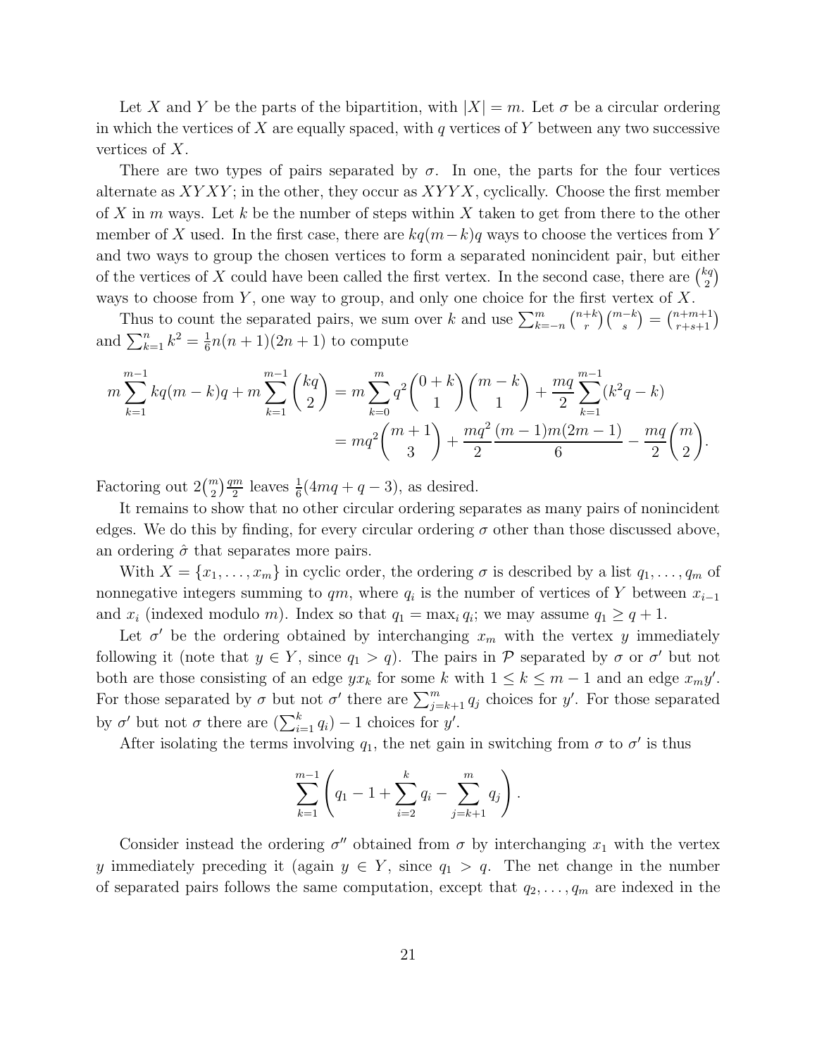Let $X$ and $Y$ be the parts of the bipartition, with $|X| = m$. Let $\sigma$ be a circular ordering in which the vertices of $X$ are equally spaced, with $q$ vertices of $Y$ between any two successive vertices of $X$.

There are two types of pairs separated by $\sigma$. In one, the parts for the four vertices alternate as $XYXY$; in the other, they occur as $XYYX$, cyclically. Choose the first member of $X$ in $m$ ways. Let $k$ be the number of steps within $X$ taken to get from there to the other member of $X$ used. In the first case, there are $kq(m-k)q$ ways to choose the vertices from $Y$ and two ways to group the chosen vertices to form a separated nonincident pair, but either of the vertices of $X$ could have been called the first vertex. In the second case, there are $\binom{kq}{2}$ ways to choose from $Y$, one way to group, and only one choice for the first vertex of $X$.

Thus to count the separated pairs, we sum over $k$ and use $\sum_{k=-n}^{m} \binom{n+k}{r}\binom{m-k}{s} = \binom{n+m+1}{r+s+1}$ and $\sum_{k=1}^{n} k^2 = \frac{1}{6}n(n+1)(2n+1)$ to compute

$$m\sum_{k=1}^{m-1} kq(m-k)q + m\sum_{k=1}^{m-1}\binom{kq}{2} = m\sum_{k=0}^{m} q^2\binom{0+k}{1}\binom{m-k}{1} + \frac{mq}{2}\sum_{k=1}^{m-1}(k^2q-k)$$
$$= mq^2\binom{m+1}{3} + \frac{mq^2}{2}\frac{(m-1)m(2m-1)}{6} - \frac{mq}{2}\binom{m}{2}.$$

Factoring out $2\binom{m}{2}\frac{qm}{2}$ leaves $\frac{1}{6}(4mq+q-3)$, as desired.

It remains to show that no other circular ordering separates as many pairs of nonincident edges. We do this by finding, for every circular ordering $\sigma$ other than those discussed above, an ordering $\hat{\sigma}$ that separates more pairs.

With $X = \{x_1, \ldots, x_m\}$ in cyclic order, the ordering $\sigma$ is described by a list $q_1, \ldots, q_m$ of nonnegative integers summing to $qm$, where $q_i$ is the number of vertices of $Y$ between $x_{i-1}$ and $x_i$ (indexed modulo $m$). Index so that $q_1 = \max_i q_i$; we may assume $q_1 \geq q+1$.

Let $\sigma'$ be the ordering obtained by interchanging $x_m$ with the vertex $y$ immediately following it (note that $y \in Y$, since $q_1 > q$). The pairs in $\mathcal{P}$ separated by $\sigma$ or $\sigma'$ but not both are those consisting of an edge $yx_k$ for some $k$ with $1 \leq k \leq m-1$ and an edge $x_my'$. For those separated by $\sigma$ but not $\sigma'$ there are $\sum_{j=k+1}^{m} q_j$ choices for $y'$. For those separated by $\sigma'$ but not $\sigma$ there are $(\sum_{i=1}^{k} q_i) - 1$ choices for $y'$.

After isolating the terms involving $q_1$, the net gain in switching from $\sigma$ to $\sigma'$ is thus

$$\sum_{k=1}^{m-1}\left(q_1 - 1 + \sum_{i=2}^{k} q_i - \sum_{j=k+1}^{m} q_j\right).$$

Consider instead the ordering $\sigma''$ obtained from $\sigma$ by interchanging $x_1$ with the vertex $y$ immediately preceding it (again $y \in Y$, since $q_1 > q$. The net change in the number of separated pairs follows the same computation, except that $q_2, \ldots, q_m$ are indexed in the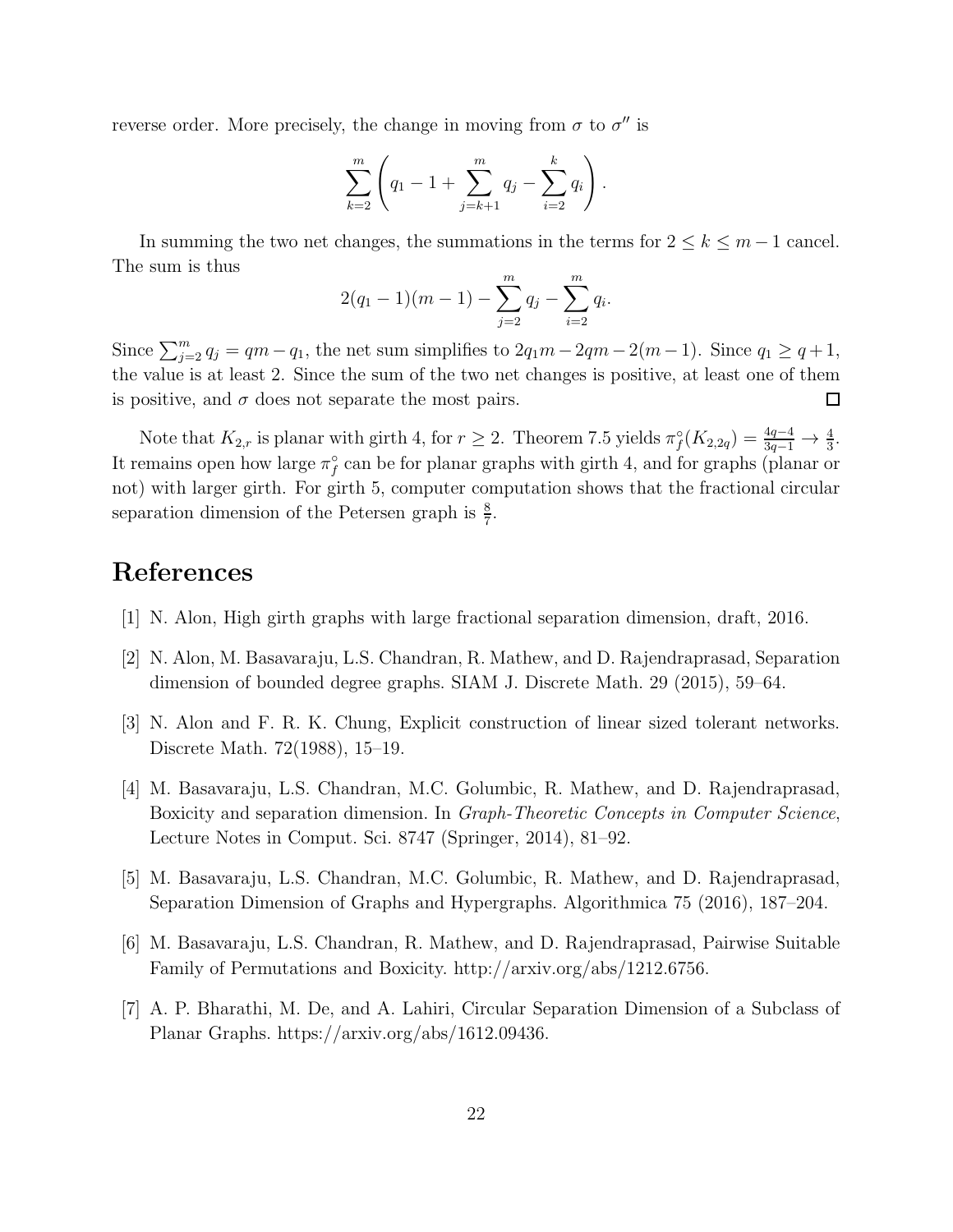reverse order. More precisely, the change in moving from $\sigma$ to $\sigma''$ is

$$\sum_{k=2}^{m}\left(q_1 - 1 + \sum_{j=k+1}^{m} q_j - \sum_{i=2}^{k} q_i\right).$$

In summing the two net changes, the summations in the terms for $2 \le k \le m-1$ cancel. The sum is thus

$$2(q_1-1)(m-1) - \sum_{j=2}^{m} q_j - \sum_{i=2}^{m} q_i.$$

Since $\sum_{j=2}^{m} q_j = qm - q_1$, the net sum simplifies to $2q_1m - 2qm - 2(m-1)$. Since $q_1 \ge q+1$, the value is at least 2. Since the sum of the two net changes is positive, at least one of them is positive, and $\sigma$ does not separate the most pairs. $\square$

Note that $K_{2,r}$ is planar with girth 4, for $r \ge 2$. Theorem 7.5 yields $\pi_f^\circ(K_{2,2q}) = \frac{4q-4}{3q-1} \to \frac{4}{3}$. It remains open how large $\pi_f^\circ$ can be for planar graphs with girth 4, and for graphs (planar or not) with larger girth. For girth 5, computer computation shows that the fractional circular separation dimension of the Petersen graph is $\frac{8}{7}$.

# References

[1] N. Alon, High girth graphs with large fractional separation dimension, draft, 2016.

[2] N. Alon, M. Basavaraju, L.S. Chandran, R. Mathew, and D. Rajendraprasad, Separation dimension of bounded degree graphs. SIAM J. Discrete Math. 29 (2015), 59–64.

[3] N. Alon and F. R. K. Chung, Explicit construction of linear sized tolerant networks. Discrete Math. 72(1988), 15–19.

[4] M. Basavaraju, L.S. Chandran, M.C. Golumbic, R. Mathew, and D. Rajendraprasad, Boxicity and separation dimension. In *Graph-Theoretic Concepts in Computer Science*, Lecture Notes in Comput. Sci. 8747 (Springer, 2014), 81–92.

[5] M. Basavaraju, L.S. Chandran, M.C. Golumbic, R. Mathew, and D. Rajendraprasad, Separation Dimension of Graphs and Hypergraphs. Algorithmica 75 (2016), 187–204.

[6] M. Basavaraju, L.S. Chandran, R. Mathew, and D. Rajendraprasad, Pairwise Suitable Family of Permutations and Boxicity. http://arxiv.org/abs/1212.6756.

[7] A. P. Bharathi, M. De, and A. Lahiri, Circular Separation Dimension of a Subclass of Planar Graphs. https://arxiv.org/abs/1612.09436.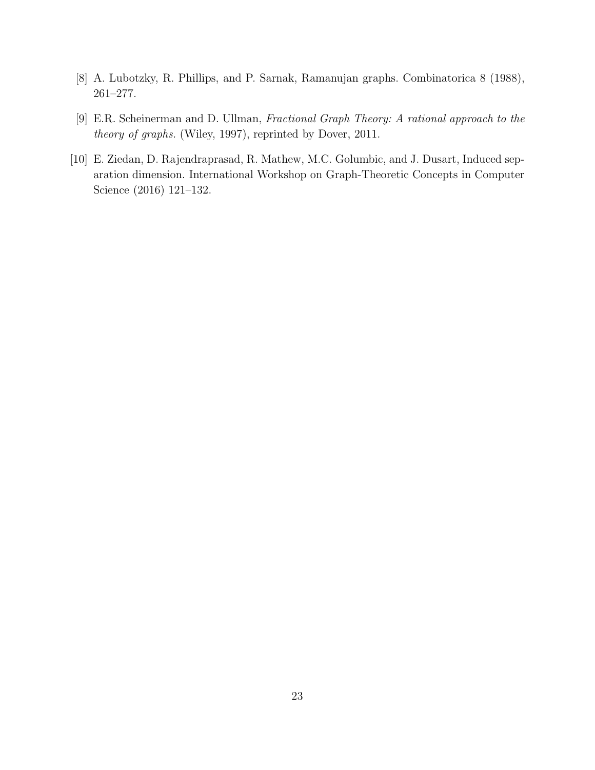[8] A. Lubotzky, R. Phillips, and P. Sarnak, Ramanujan graphs. Combinatorica 8 (1988), 261–277.

[9] E.R. Scheinerman and D. Ullman, *Fractional Graph Theory: A rational approach to the theory of graphs.* (Wiley, 1997), reprinted by Dover, 2011.

[10] E. Ziedan, D. Rajendraprasad, R. Mathew, M.C. Golumbic, and J. Dusart, Induced separation dimension. International Workshop on Graph-Theoretic Concepts in Computer Science (2016) 121–132.